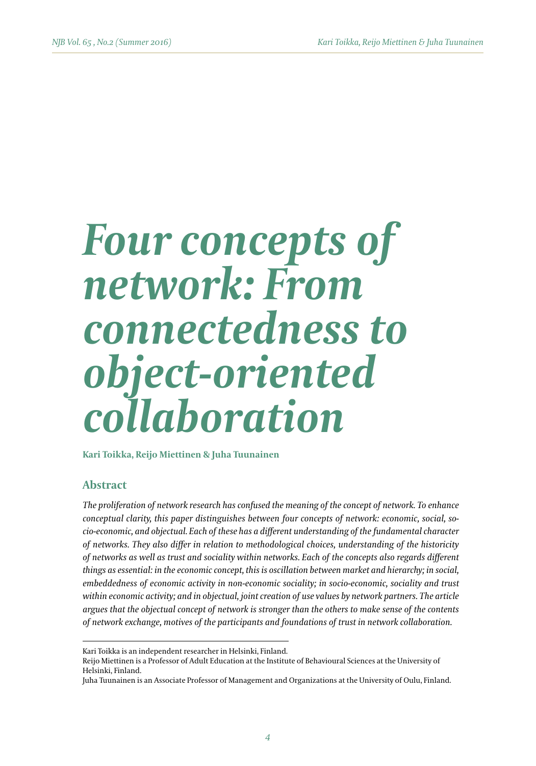# Four concepts of network: From connectedness to object-oriented collaboration

**Kari Toikka, Reijo Miettinen & Juha Tuunainen**

## Abstract

*The proliferation of network research has confused the meaning of the concept of network. To enhance conceptual clarity, this paper distinguishes between four concepts of network: economic, social, socio-economic, and objectual. Each of these has a different understanding of the fundamental character of networks. They also differ in relation to methodological choices, understanding of the historicity of networks as well as trust and sociality within networks. Each of the concepts also regards different things as essential: in the economic concept, this is oscillation between market and hierarchy; in social, embeddedness of economic activity in non-economic sociality; in socio-economic, sociality and trust within economic activity; and in objectual, joint creation of use values by network partners. The article argues that the objectual concept of network is stronger than the others to make sense of the contents of network exchange, motives of the participants and foundations of trust in network collaboration.*

---

Kari Toikka is an independent researcher in Helsinki, Finland.

Reijo Miettinen is a Professor of Adult Education at the Institute of Behavioural Sciences at the University of Helsinki, Finland.

Juha Tuunainen is an Associate Professor of Management and Organizations at the University of Oulu, Finland.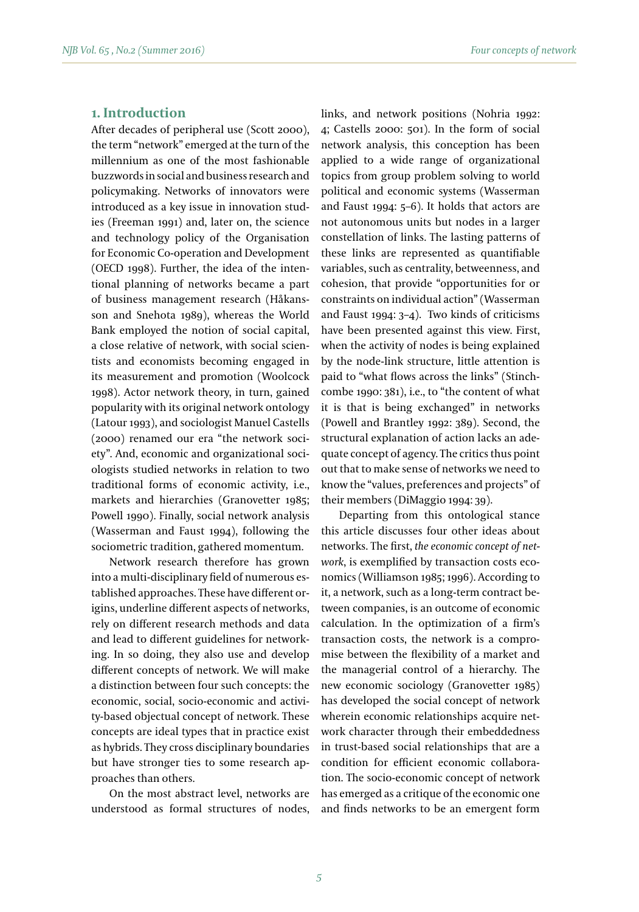## 1. Introduction

After decades of peripheral use (Scott 2000), the term "network" emerged at the turn of the millennium as one of the most fashionable buzzwords in social and business research and policymaking. Networks of innovators were introduced as a key issue in innovation studies (Freeman 1991) and, later on, the science and technology policy of the Organisation for Economic Co-operation and Development (OECD 1998). Further, the idea of the intentional planning of networks became a part of business management research (Håkansson and Snehota 1989), whereas the World Bank employed the notion of social capital, a close relative of network, with social scientists and economists becoming engaged in its measurement and promotion (Woolcock 1998). Actor network theory, in turn, gained popularity with its original network ontology (Latour 1993), and sociologist Manuel Castells (2000) renamed our era "the network society". And, economic and organizational sociologists studied networks in relation to two traditional forms of economic activity, i.e., markets and hierarchies (Granovetter 1985; Powell 1990). Finally, social network analysis (Wasserman and Faust 1994), following the sociometric tradition, gathered momentum.

Network research therefore has grown into a multi-disciplinary field of numerous established approaches. These have different origins, underline different aspects of networks, rely on different research methods and data and lead to different guidelines for networking. In so doing, they also use and develop different concepts of network. We will make a distinction between four such concepts: the economic, social, socio-economic and activity-based objectual concept of network. These concepts are ideal types that in practice exist as hybrids. They cross disciplinary boundaries but have stronger ties to some research approaches than others.

On the most abstract level, networks are understood as formal structures of nodes, links, and network positions (Nohria 1992: 4; Castells 2000: 501). In the form of social network analysis, this conception has been applied to a wide range of organizational topics from group problem solving to world political and economic systems (Wasserman and Faust 1994: 5–6). It holds that actors are not autonomous units but nodes in a larger constellation of links. The lasting patterns of these links are represented as quantifiable variables, such as centrality, betweenness, and cohesion, that provide "opportunities for or constraints on individual action" (Wasserman and Faust 1994: 3–4). Two kinds of criticisms have been presented against this view. First, when the activity of nodes is being explained by the node-link structure, little attention is paid to "what flows across the links" (Stinchcombe 1990: 381), i.e., to "the content of what it is that is being exchanged" in networks (Powell and Brantley 1992: 389). Second, the structural explanation of action lacks an adequate concept of agency. The critics thus point out that to make sense of networks we need to know the "values, preferences and projects" of their members (DiMaggio 1994: 39).

Departing from this ontological stance this article discusses four other ideas about networks. The first, *the economic concept of network*, is exemplified by transaction costs economics (Williamson 1985; 1996). According to it, a network, such as a long-term contract between companies, is an outcome of economic calculation. In the optimization of a firm's transaction costs, the network is a compromise between the flexibility of a market and the managerial control of a hierarchy. The new economic sociology (Granovetter 1985) has developed the social concept of network wherein economic relationships acquire network character through their embeddedness in trust-based social relationships that are a condition for efficient economic collaboration. The socio-economic concept of network has emerged as a critique of the economic one and finds networks to be an emergent form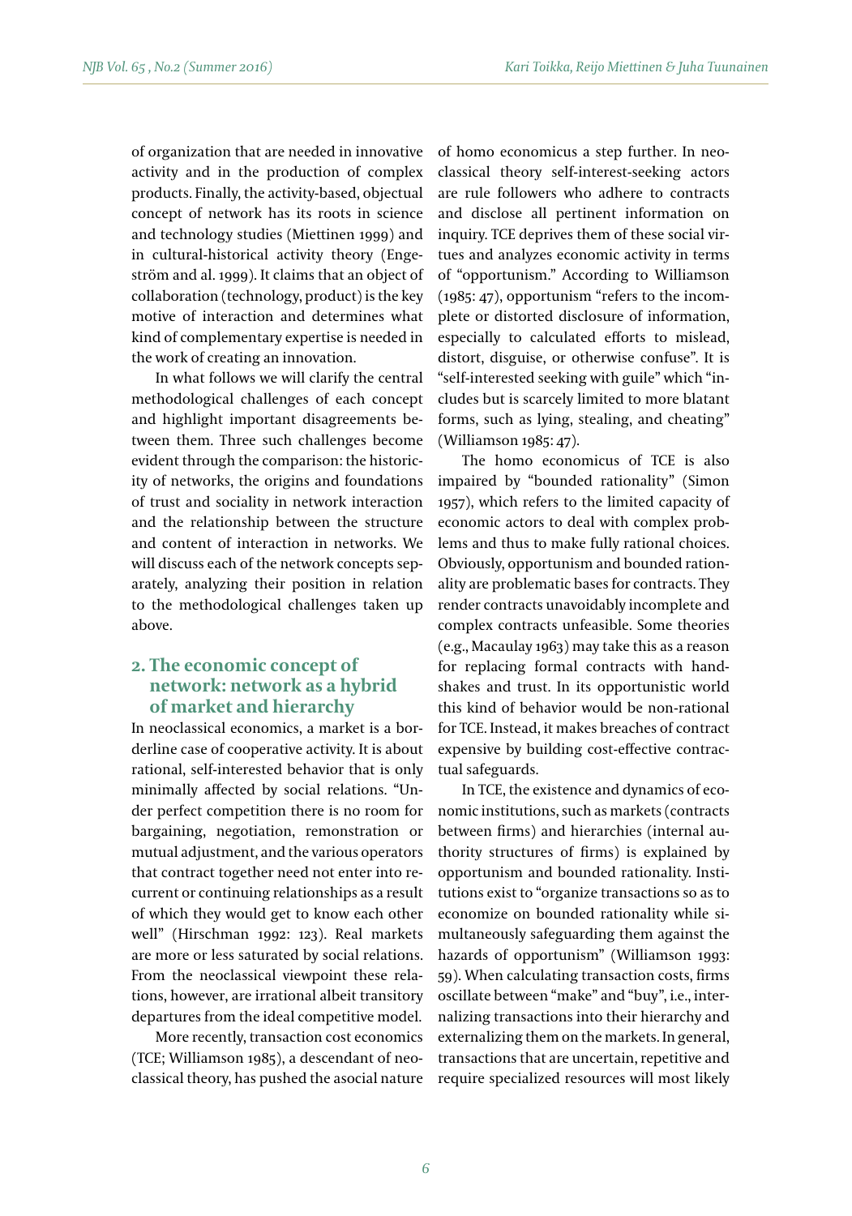of organization that are needed in innovative activity and in the production of complex products. Finally, the activity-based, objectual concept of network has its roots in science and technology studies (Miettinen 1999) and in cultural-historical activity theory (Engeström and al. 1999). It claims that an object of collaboration (technology, product) is the key motive of interaction and determines what kind of complementary expertise is needed in the work of creating an innovation.

In what follows we will clarify the central methodological challenges of each concept and highlight important disagreements between them. Three such challenges become evident through the comparison: the historicity of networks, the origins and foundations of trust and sociality in network interaction and the relationship between the structure and content of interaction in networks. We will discuss each of the network concepts separately, analyzing their position in relation to the methodological challenges taken up above.

## 2. The economic concept of network: network as a hybrid of market and hierarchy

In neoclassical economics, a market is a borderline case of cooperative activity. It is about rational, self-interested behavior that is only minimally affected by social relations. "Under perfect competition there is no room for bargaining, negotiation, remonstration or mutual adjustment, and the various operators that contract together need not enter into recurrent or continuing relationships as a result of which they would get to know each other well" (Hirschman 1992: 123). Real markets are more or less saturated by social relations. From the neoclassical viewpoint these relations, however, are irrational albeit transitory departures from the ideal competitive model.

More recently, transaction cost economics (TCE; Williamson 1985), a descendant of neoclassical theory, has pushed the asocial nature of homo economicus a step further. In neoclassical theory self-interest-seeking actors are rule followers who adhere to contracts and disclose all pertinent information on inquiry. TCE deprives them of these social virtues and analyzes economic activity in terms of "opportunism." According to Williamson (1985: 47), opportunism "refers to the incomplete or distorted disclosure of information, especially to calculated efforts to mislead, distort, disguise, or otherwise confuse". It is "self-interested seeking with guile" which "includes but is scarcely limited to more blatant forms, such as lying, stealing, and cheating" (Williamson 1985: 47).

The homo economicus of TCE is also impaired by "bounded rationality" (Simon 1957), which refers to the limited capacity of economic actors to deal with complex problems and thus to make fully rational choices. Obviously, opportunism and bounded rationality are problematic bases for contracts. They render contracts unavoidably incomplete and complex contracts unfeasible. Some theories (e.g., Macaulay 1963) may take this as a reason for replacing formal contracts with handshakes and trust. In its opportunistic world this kind of behavior would be non-rational for TCE. Instead, it makes breaches of contract expensive by building cost-effective contractual safeguards.

In TCE, the existence and dynamics of economic institutions, such as markets (contracts between firms) and hierarchies (internal authority structures of firms) is explained by opportunism and bounded rationality. Institutions exist to "organize transactions so as to economize on bounded rationality while simultaneously safeguarding them against the hazards of opportunism" (Williamson 1993: 59). When calculating transaction costs, firms oscillate between "make" and "buy", i.e., internalizing transactions into their hierarchy and externalizing them on the markets. In general, transactions that are uncertain, repetitive and require specialized resources will most likely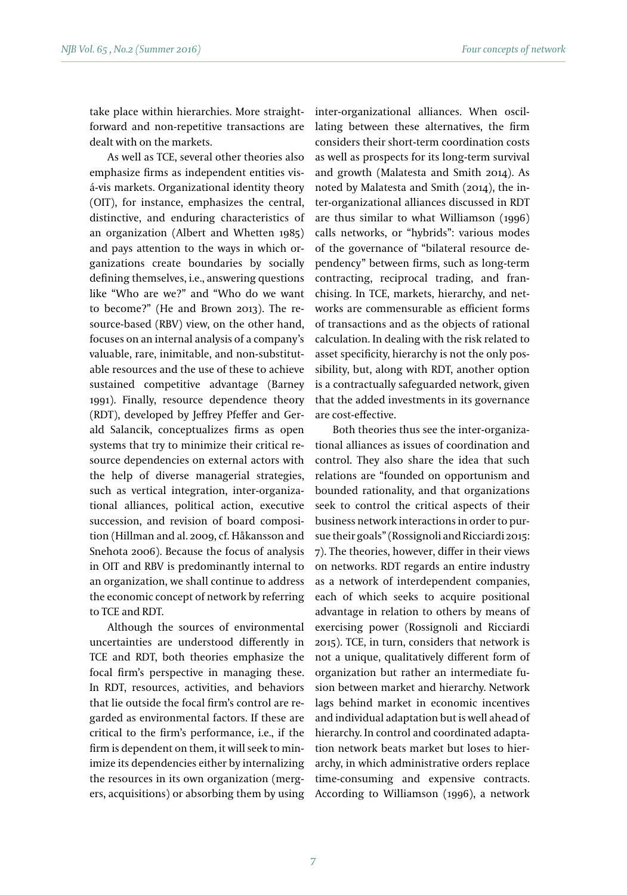take place within hierarchies. More straightforward and non-repetitive transactions are dealt with on the markets.

As well as TCE, several other theories also emphasize firms as independent entities vis-á-vis markets. Organizational identity theory (OIT), for instance, emphasizes the central, distinctive, and enduring characteristics of an organization (Albert and Whetten 1985) and pays attention to the ways in which organizations create boundaries by socially defining themselves, i.e., answering questions like "Who are we?" and "Who do we want to become?" (He and Brown 2013). The resource-based (RBV) view, on the other hand, focuses on an internal analysis of a company's valuable, rare, inimitable, and non-substitutable resources and the use of these to achieve sustained competitive advantage (Barney 1991). Finally, resource dependence theory (RDT), developed by Jeffrey Pfeffer and Gerald Salancik, conceptualizes firms as open systems that try to minimize their critical resource dependencies on external actors with the help of diverse managerial strategies, such as vertical integration, inter-organizational alliances, political action, executive succession, and revision of board composition (Hillman and al. 2009, cf. Håkansson and Snehota 2006). Because the focus of analysis in OIT and RBV is predominantly internal to an organization, we shall continue to address the economic concept of network by referring to TCE and RDT.

Although the sources of environmental uncertainties are understood differently in TCE and RDT, both theories emphasize the focal firm's perspective in managing these. In RDT, resources, activities, and behaviors that lie outside the focal firm's control are regarded as environmental factors. If these are critical to the firm's performance, i.e., if the firm is dependent on them, it will seek to minimize its dependencies either by internalizing the resources in its own organization (mergers, acquisitions) or absorbing them by using inter-organizational alliances. When oscillating between these alternatives, the firm considers their short-term coordination costs as well as prospects for its long-term survival and growth (Malatesta and Smith 2014). As noted by Malatesta and Smith (2014), the inter-organizational alliances discussed in RDT are thus similar to what Williamson (1996) calls networks, or "hybrids": various modes of the governance of "bilateral resource dependency" between firms, such as long-term contracting, reciprocal trading, and franchising. In TCE, markets, hierarchy, and networks are commensurable as efficient forms of transactions and as the objects of rational calculation. In dealing with the risk related to asset specificity, hierarchy is not the only possibility, but, along with RDT, another option is a contractually safeguarded network, given that the added investments in its governance are cost-effective.

Both theories thus see the inter-organizational alliances as issues of coordination and control. They also share the idea that such relations are "founded on opportunism and bounded rationality, and that organizations seek to control the critical aspects of their business network interactions in order to pursue their goals" (Rossignoli and Ricciardi 2015: 7). The theories, however, differ in their views on networks. RDT regards an entire industry as a network of interdependent companies, each of which seeks to acquire positional advantage in relation to others by means of exercising power (Rossignoli and Ricciardi 2015). TCE, in turn, considers that network is not a unique, qualitatively different form of organization but rather an intermediate fusion between market and hierarchy. Network lags behind market in economic incentives and individual adaptation but is well ahead of hierarchy. In control and coordinated adaptation network beats market but loses to hierarchy, in which administrative orders replace time-consuming and expensive contracts. According to Williamson (1996), a network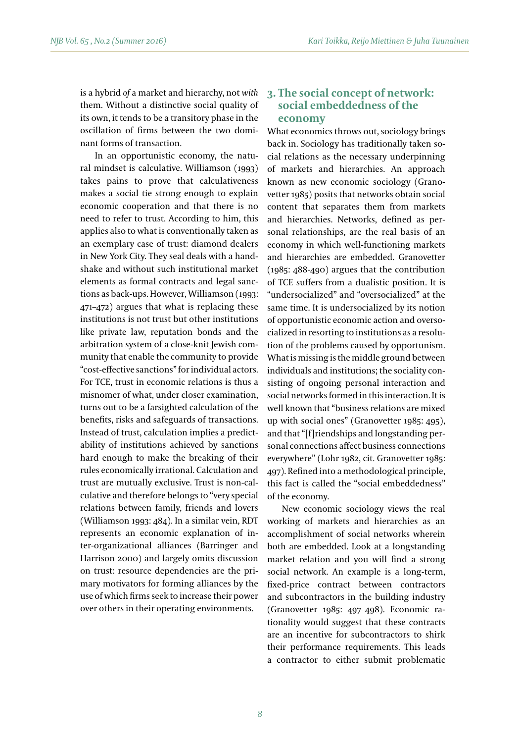is a hybrid *of* a market and hierarchy, not *with* them. Without a distinctive social quality of its own, it tends to be a transitory phase in the oscillation of firms between the two dominant forms of transaction.

In an opportunistic economy, the natural mindset is calculative. Williamson (1993) takes pains to prove that calculativeness makes a social tie strong enough to explain economic cooperation and that there is no need to refer to trust. According to him, this applies also to what is conventionally taken as an exemplary case of trust: diamond dealers in New York City. They seal deals with a handshake and without such institutional market elements as formal contracts and legal sanctions as back-ups. However, Williamson (1993: 471–472) argues that what is replacing these institutions is not trust but other institutions like private law, reputation bonds and the arbitration system of a close-knit Jewish community that enable the community to provide "cost-effective sanctions" for individual actors. For TCE, trust in economic relations is thus a misnomer of what, under closer examination, turns out to be a farsighted calculation of the benefits, risks and safeguards of transactions. Instead of trust, calculation implies a predictability of institutions achieved by sanctions hard enough to make the breaking of their rules economically irrational. Calculation and trust are mutually exclusive. Trust is non-calculative and therefore belongs to "very special relations between family, friends and lovers (Williamson 1993: 484). In a similar vein, RDT represents an economic explanation of inter-organizational alliances (Barringer and Harrison 2000) and largely omits discussion on trust: resource dependencies are the primary motivators for forming alliances by the use of which firms seek to increase their power over others in their operating environments.

## 3. The social concept of network: social embeddedness of the economy

What economics throws out, sociology brings back in. Sociology has traditionally taken social relations as the necessary underpinning of markets and hierarchies. An approach known as new economic sociology (Granovetter 1985) posits that networks obtain social content that separates them from markets and hierarchies. Networks, defined as personal relationships, are the real basis of an economy in which well-functioning markets and hierarchies are embedded. Granovetter (1985: 488-490) argues that the contribution of TCE suffers from a dualistic position. It is "undersocialized" and "oversocialized" at the same time. It is undersocialized by its notion of opportunistic economic action and oversocialized in resorting to institutions as a resolution of the problems caused by opportunism. What is missing is the middle ground between individuals and institutions; the sociality consisting of ongoing personal interaction and social networks formed in this interaction. It is well known that "business relations are mixed up with social ones" (Granovetter 1985: 495), and that "[f]riendships and longstanding personal connections affect business connections everywhere" (Lohr 1982, cit. Granovetter 1985: 497). Refined into a methodological principle, this fact is called the "social embeddedness" of the economy.

New economic sociology views the real working of markets and hierarchies as an accomplishment of social networks wherein both are embedded. Look at a longstanding market relation and you will find a strong social network. An example is a long-term, fixed-price contract between contractors and subcontractors in the building industry (Granovetter 1985: 497–498). Economic rationality would suggest that these contracts are an incentive for subcontractors to shirk their performance requirements. This leads a contractor to either submit problematic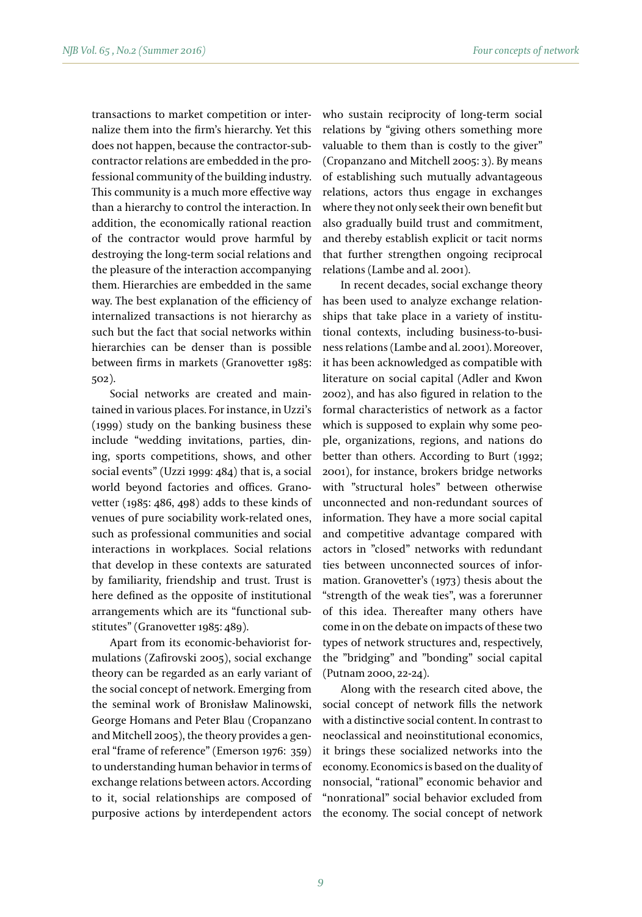transactions to market competition or internalize them into the firm's hierarchy. Yet this does not happen, because the contractor-subcontractor relations are embedded in the professional community of the building industry. This community is a much more effective way than a hierarchy to control the interaction. In addition, the economically rational reaction of the contractor would prove harmful by destroying the long-term social relations and the pleasure of the interaction accompanying them. Hierarchies are embedded in the same way. The best explanation of the efficiency of internalized transactions is not hierarchy as such but the fact that social networks within hierarchies can be denser than is possible between firms in markets (Granovetter 1985: 502).

Social networks are created and maintained in various places. For instance, in Uzzi's (1999) study on the banking business these include "wedding invitations, parties, dining, sports competitions, shows, and other social events" (Uzzi 1999: 484) that is, a social world beyond factories and offices. Granovetter (1985: 486, 498) adds to these kinds of venues of pure sociability work-related ones, such as professional communities and social interactions in workplaces. Social relations that develop in these contexts are saturated by familiarity, friendship and trust. Trust is here defined as the opposite of institutional arrangements which are its "functional substitutes" (Granovetter 1985: 489).

Apart from its economic-behaviorist formulations (Zafirovski 2005), social exchange theory can be regarded as an early variant of the social concept of network. Emerging from the seminal work of Bronisław Malinowski, George Homans and Peter Blau (Cropanzano and Mitchell 2005), the theory provides a general "frame of reference" (Emerson 1976: 359) to understanding human behavior in terms of exchange relations between actors. According to it, social relationships are composed of purposive actions by interdependent actors who sustain reciprocity of long-term social relations by "giving others something more valuable to them than is costly to the giver" (Cropanzano and Mitchell 2005: 3). By means of establishing such mutually advantageous relations, actors thus engage in exchanges where they not only seek their own benefit but also gradually build trust and commitment, and thereby establish explicit or tacit norms that further strengthen ongoing reciprocal relations (Lambe and al. 2001).

In recent decades, social exchange theory has been used to analyze exchange relationships that take place in a variety of institutional contexts, including business-to-business relations (Lambe and al. 2001). Moreover, it has been acknowledged as compatible with literature on social capital (Adler and Kwon 2002), and has also figured in relation to the formal characteristics of network as a factor which is supposed to explain why some people, organizations, regions, and nations do better than others. According to Burt (1992; 2001), for instance, brokers bridge networks with "structural holes" between otherwise unconnected and non-redundant sources of information. They have a more social capital and competitive advantage compared with actors in "closed" networks with redundant ties between unconnected sources of information. Granovetter's (1973) thesis about the "strength of the weak ties", was a forerunner of this idea. Thereafter many others have come in on the debate on impacts of these two types of network structures and, respectively, the "bridging" and "bonding" social capital (Putnam 2000, 22-24).

Along with the research cited above, the social concept of network fills the network with a distinctive social content. In contrast to neoclassical and neoinstitutional economics, it brings these socialized networks into the economy. Economics is based on the duality of nonsocial, "rational" economic behavior and "nonrational" social behavior excluded from the economy. The social concept of network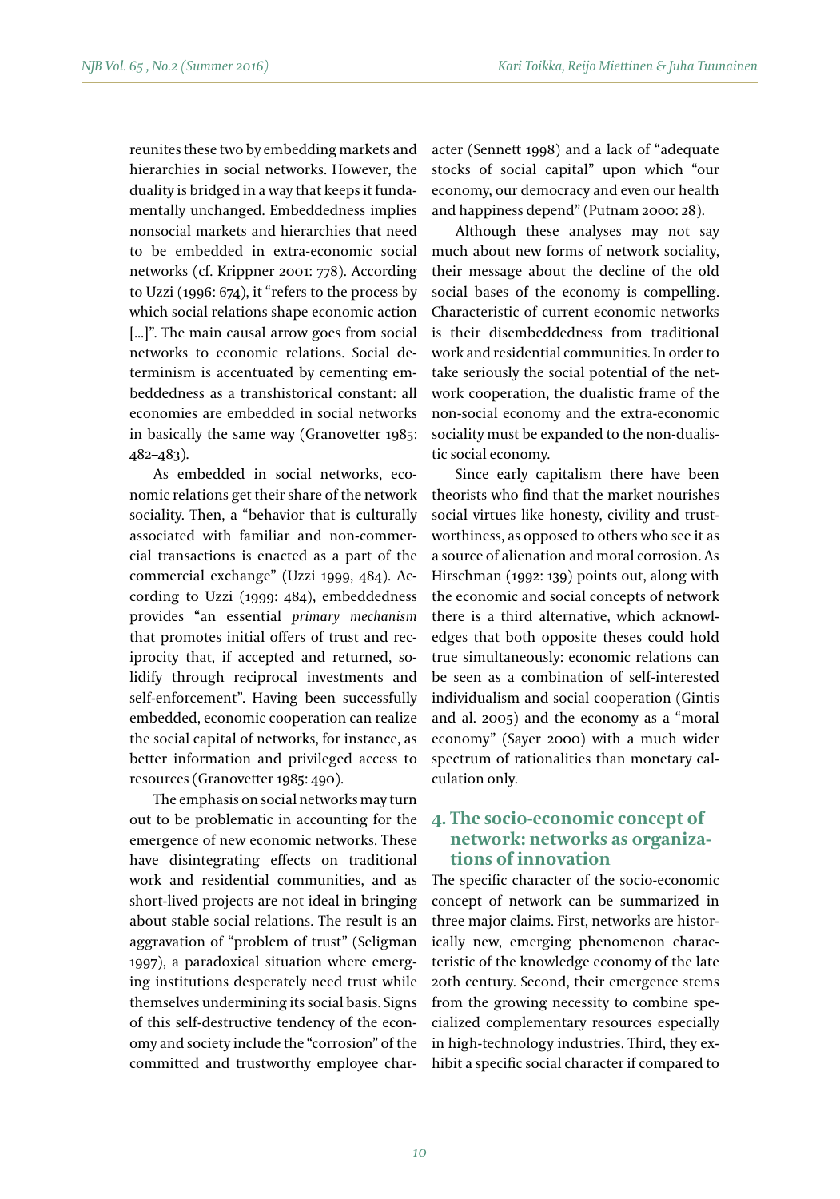reunites these two by embedding markets and hierarchies in social networks. However, the duality is bridged in a way that keeps it fundamentally unchanged. Embeddedness implies nonsocial markets and hierarchies that need to be embedded in extra-economic social networks (cf. Krippner 2001: 778). According to Uzzi (1996: 674), it "refers to the process by which social relations shape economic action [...]". The main causal arrow goes from social networks to economic relations. Social determinism is accentuated by cementing embeddedness as a transhistorical constant: all economies are embedded in social networks in basically the same way (Granovetter 1985: 482–483).

As embedded in social networks, economic relations get their share of the network sociality. Then, a "behavior that is culturally associated with familiar and non-commercial transactions is enacted as a part of the commercial exchange" (Uzzi 1999, 484). According to Uzzi (1999: 484), embeddedness provides "an essential *primary mechanism* that promotes initial offers of trust and reciprocity that, if accepted and returned, solidify through reciprocal investments and self-enforcement". Having been successfully embedded, economic cooperation can realize the social capital of networks, for instance, as better information and privileged access to resources (Granovetter 1985: 490).

The emphasis on social networks may turn out to be problematic in accounting for the emergence of new economic networks. These have disintegrating effects on traditional work and residential communities, and as short-lived projects are not ideal in bringing about stable social relations. The result is an aggravation of "problem of trust" (Seligman 1997), a paradoxical situation where emerging institutions desperately need trust while themselves undermining its social basis. Signs of this self-destructive tendency of the economy and society include the "corrosion" of the committed and trustworthy employee character (Sennett 1998) and a lack of "adequate stocks of social capital" upon which "our economy, our democracy and even our health and happiness depend" (Putnam 2000: 28).

Although these analyses may not say much about new forms of network sociality, their message about the decline of the old social bases of the economy is compelling. Characteristic of current economic networks is their disembeddedness from traditional work and residential communities. In order to take seriously the social potential of the network cooperation, the dualistic frame of the non-social economy and the extra-economic sociality must be expanded to the non-dualistic social economy.

Since early capitalism there have been theorists who find that the market nourishes social virtues like honesty, civility and trustworthiness, as opposed to others who see it as a source of alienation and moral corrosion. As Hirschman (1992: 139) points out, along with the economic and social concepts of network there is a third alternative, which acknowledges that both opposite theses could hold true simultaneously: economic relations can be seen as a combination of self-interested individualism and social cooperation (Gintis and al. 2005) and the economy as a "moral economy" (Sayer 2000) with a much wider spectrum of rationalities than monetary calculation only.

## 4. The socio-economic concept of network: networks as organizations of innovation

The specific character of the socio-economic concept of network can be summarized in three major claims. First, networks are historically new, emerging phenomenon characteristic of the knowledge economy of the late 20th century. Second, their emergence stems from the growing necessity to combine specialized complementary resources especially in high-technology industries. Third, they exhibit a specific social character if compared to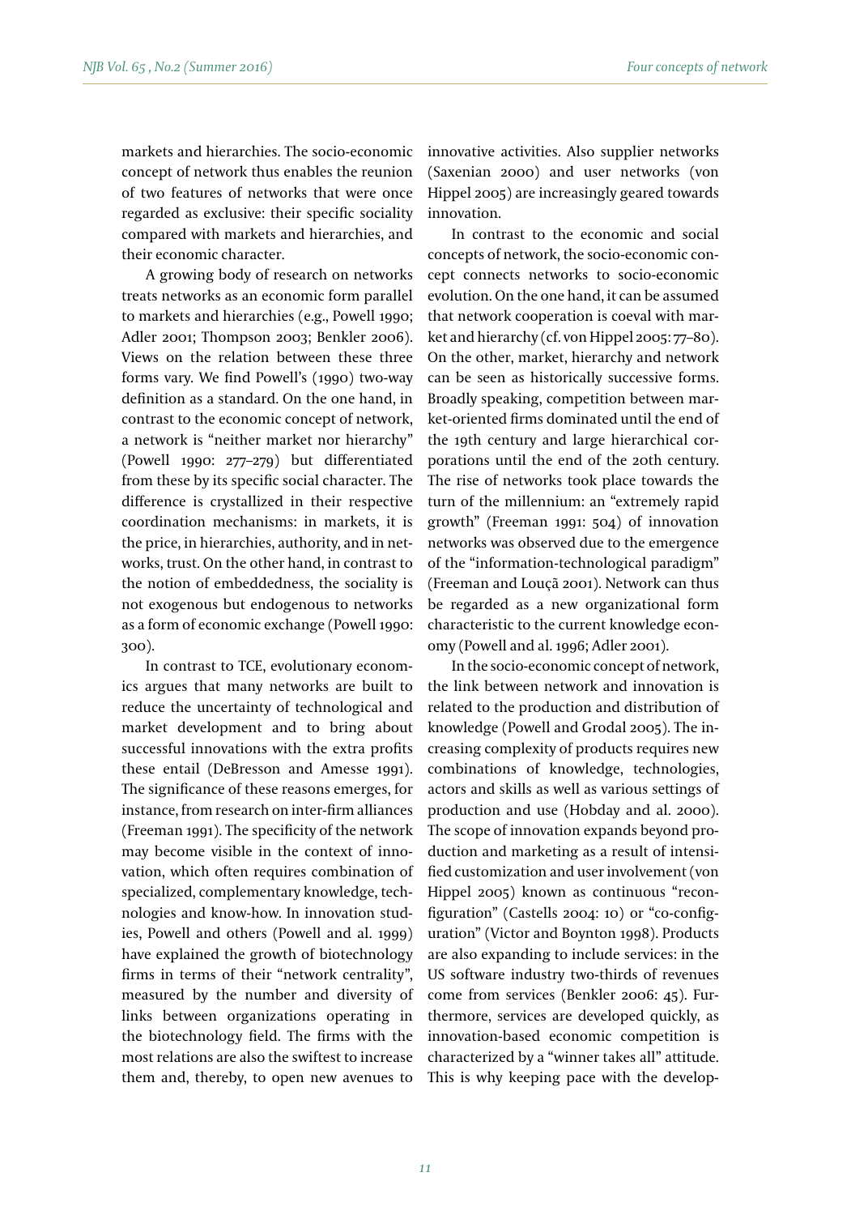markets and hierarchies. The socio-economic concept of network thus enables the reunion of two features of networks that were once regarded as exclusive: their specific sociality compared with markets and hierarchies, and their economic character.

A growing body of research on networks treats networks as an economic form parallel to markets and hierarchies (e.g., Powell 1990; Adler 2001; Thompson 2003; Benkler 2006). Views on the relation between these three forms vary. We find Powell's (1990) two-way definition as a standard. On the one hand, in contrast to the economic concept of network, a network is "neither market nor hierarchy" (Powell 1990: 277–279) but differentiated from these by its specific social character. The difference is crystallized in their respective coordination mechanisms: in markets, it is the price, in hierarchies, authority, and in networks, trust. On the other hand, in contrast to the notion of embeddedness, the sociality is not exogenous but endogenous to networks as a form of economic exchange (Powell 1990: 300).

In contrast to TCE, evolutionary economics argues that many networks are built to reduce the uncertainty of technological and market development and to bring about successful innovations with the extra profits these entail (DeBresson and Amesse 1991). The significance of these reasons emerges, for instance, from research on inter-firm alliances (Freeman 1991). The specificity of the network may become visible in the context of innovation, which often requires combination of specialized, complementary knowledge, technologies and know-how. In innovation studies, Powell and others (Powell and al. 1999) have explained the growth of biotechnology firms in terms of their "network centrality", measured by the number and diversity of links between organizations operating in the biotechnology field. The firms with the most relations are also the swiftest to increase them and, thereby, to open new avenues to innovative activities. Also supplier networks (Saxenian 2000) and user networks (von Hippel 2005) are increasingly geared towards innovation.

In contrast to the economic and social concepts of network, the socio-economic concept connects networks to socio-economic evolution. On the one hand, it can be assumed that network cooperation is coeval with market and hierarchy (cf. von Hippel 2005: 77–80). On the other, market, hierarchy and network can be seen as historically successive forms. Broadly speaking, competition between market-oriented firms dominated until the end of the 19th century and large hierarchical corporations until the end of the 20th century. The rise of networks took place towards the turn of the millennium: an "extremely rapid growth" (Freeman 1991: 504) of innovation networks was observed due to the emergence of the "information-technological paradigm" (Freeman and Louçã 2001). Network can thus be regarded as a new organizational form characteristic to the current knowledge economy (Powell and al. 1996; Adler 2001).

In the socio-economic concept of network, the link between network and innovation is related to the production and distribution of knowledge (Powell and Grodal 2005). The increasing complexity of products requires new combinations of knowledge, technologies, actors and skills as well as various settings of production and use (Hobday and al. 2000). The scope of innovation expands beyond production and marketing as a result of intensified customization and user involvement (von Hippel 2005) known as continuous "reconfiguration" (Castells 2004: 10) or "co-configuration" (Victor and Boynton 1998). Products are also expanding to include services: in the US software industry two-thirds of revenues come from services (Benkler 2006: 45). Furthermore, services are developed quickly, as innovation-based economic competition is characterized by a "winner takes all" attitude. This is why keeping pace with the develop-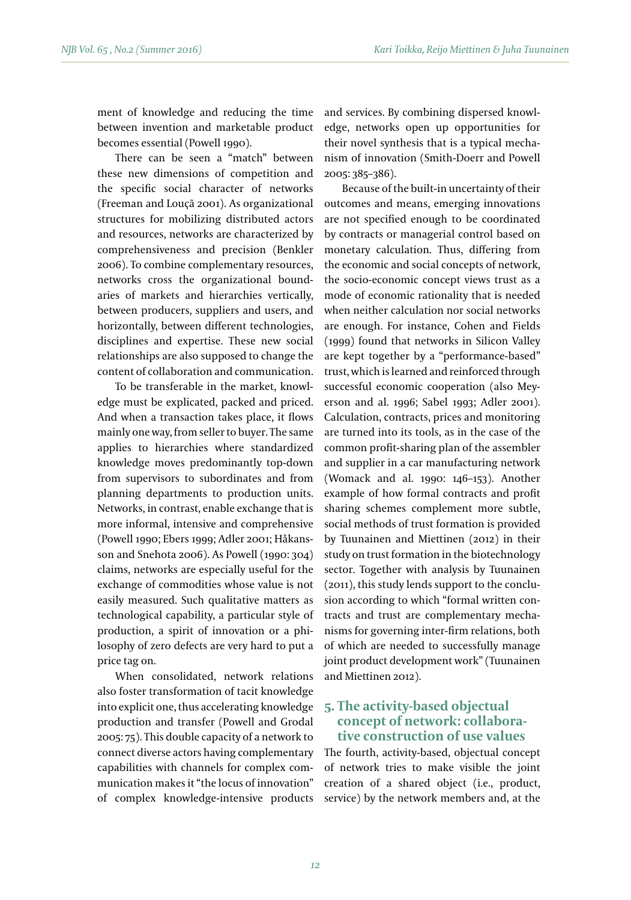ment of knowledge and reducing the time between invention and marketable product becomes essential (Powell 1990).

There can be seen a "match" between these new dimensions of competition and the specific social character of networks (Freeman and Louçã 2001). As organizational structures for mobilizing distributed actors and resources, networks are characterized by comprehensiveness and precision (Benkler 2006). To combine complementary resources, networks cross the organizational boundaries of markets and hierarchies vertically, between producers, suppliers and users, and horizontally, between different technologies, disciplines and expertise. These new social relationships are also supposed to change the content of collaboration and communication.

To be transferable in the market, knowledge must be explicated, packed and priced. And when a transaction takes place, it flows mainly one way, from seller to buyer. The same applies to hierarchies where standardized knowledge moves predominantly top-down from supervisors to subordinates and from planning departments to production units. Networks, in contrast, enable exchange that is more informal, intensive and comprehensive (Powell 1990; Ebers 1999; Adler 2001; Håkansson and Snehota 2006). As Powell (1990: 304) claims, networks are especially useful for the exchange of commodities whose value is not easily measured. Such qualitative matters as technological capability, a particular style of production, a spirit of innovation or a philosophy of zero defects are very hard to put a price tag on.

When consolidated, network relations also foster transformation of tacit knowledge into explicit one, thus accelerating knowledge production and transfer (Powell and Grodal 2005: 75). This double capacity of a network to connect diverse actors having complementary capabilities with channels for complex communication makes it "the locus of innovation" of complex knowledge-intensive products and services. By combining dispersed knowledge, networks open up opportunities for their novel synthesis that is a typical mechanism of innovation (Smith-Doerr and Powell 2005: 385–386).

Because of the built-in uncertainty of their outcomes and means, emerging innovations are not specified enough to be coordinated by contracts or managerial control based on monetary calculation. Thus, differing from the economic and social concepts of network, the socio-economic concept views trust as a mode of economic rationality that is needed when neither calculation nor social networks are enough. For instance, Cohen and Fields (1999) found that networks in Silicon Valley are kept together by a "performance-based" trust, which is learned and reinforced through successful economic cooperation (also Meyerson and al. 1996; Sabel 1993; Adler 2001). Calculation, contracts, prices and monitoring are turned into its tools, as in the case of the common profit-sharing plan of the assembler and supplier in a car manufacturing network (Womack and al. 1990: 146–153). Another example of how formal contracts and profit sharing schemes complement more subtle, social methods of trust formation is provided by Tuunainen and Miettinen (2012) in their study on trust formation in the biotechnology sector. Together with analysis by Tuunainen (2011), this study lends support to the conclusion according to which "formal written contracts and trust are complementary mechanisms for governing inter-firm relations, both of which are needed to successfully manage joint product development work" (Tuunainen and Miettinen 2012).

## 5. The activity-based objectual concept of network: collaborative construction of use values

The fourth, activity-based, objectual concept of network tries to make visible the joint creation of a shared object (i.e., product, service) by the network members and, at the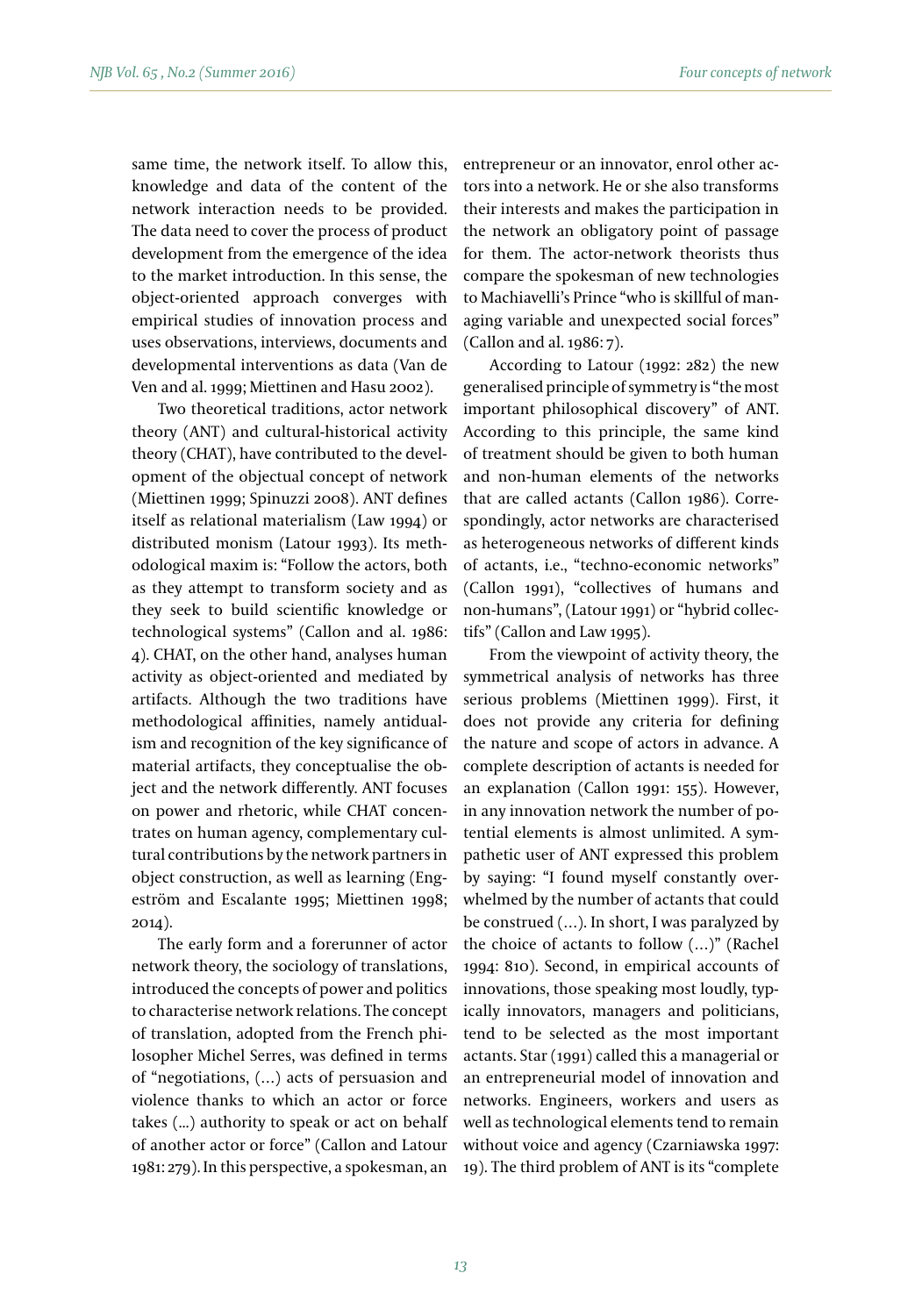same time, the network itself. To allow this, knowledge and data of the content of the network interaction needs to be provided. The data need to cover the process of product development from the emergence of the idea to the market introduction. In this sense, the object-oriented approach converges with empirical studies of innovation process and uses observations, interviews, documents and developmental interventions as data (Van de Ven and al. 1999; Miettinen and Hasu 2002).

Two theoretical traditions, actor network theory (ANT) and cultural-historical activity theory (CHAT), have contributed to the development of the objectual concept of network (Miettinen 1999; Spinuzzi 2008). ANT defines itself as relational materialism (Law 1994) or distributed monism (Latour 1993). Its methodological maxim is: "Follow the actors, both as they attempt to transform society and as they seek to build scientific knowledge or technological systems" (Callon and al. 1986: 4). CHAT, on the other hand, analyses human activity as object-oriented and mediated by artifacts. Although the two traditions have methodological affinities, namely antidualism and recognition of the key significance of material artifacts, they conceptualise the object and the network differently. ANT focuses on power and rhetoric, while CHAT concentrates on human agency, complementary cultural contributions by the network partners in object construction, as well as learning (Engeström and Escalante 1995; Miettinen 1998; 2014).

The early form and a forerunner of actor network theory, the sociology of translations, introduced the concepts of power and politics to characterise network relations. The concept of translation, adopted from the French philosopher Michel Serres, was defined in terms of "negotiations, (…) acts of persuasion and violence thanks to which an actor or force takes (...) authority to speak or act on behalf of another actor or force" (Callon and Latour 1981: 279). In this perspective, a spokesman, an entrepreneur or an innovator, enrol other actors into a network. He or she also transforms their interests and makes the participation in the network an obligatory point of passage for them. The actor-network theorists thus compare the spokesman of new technologies to Machiavelli's Prince "who is skillful of managing variable and unexpected social forces" (Callon and al. 1986: 7).

According to Latour (1992: 282) the new generalised principle of symmetry is "the most important philosophical discovery" of ANT. According to this principle, the same kind of treatment should be given to both human and non-human elements of the networks that are called actants (Callon 1986). Correspondingly, actor networks are characterised as heterogeneous networks of different kinds of actants, i.e., "techno-economic networks" (Callon 1991), "collectives of humans and non-humans", (Latour 1991) or "hybrid collectifs" (Callon and Law 1995).

From the viewpoint of activity theory, the symmetrical analysis of networks has three serious problems (Miettinen 1999). First, it does not provide any criteria for defining the nature and scope of actors in advance. A complete description of actants is needed for an explanation (Callon 1991: 155). However, in any innovation network the number of potential elements is almost unlimited. A sympathetic user of ANT expressed this problem by saying: "I found myself constantly overwhelmed by the number of actants that could be construed (…). In short, I was paralyzed by the choice of actants to follow (…)" (Rachel 1994: 810). Second, in empirical accounts of innovations, those speaking most loudly, typically innovators, managers and politicians, tend to be selected as the most important actants. Star (1991) called this a managerial or an entrepreneurial model of innovation and networks. Engineers, workers and users as well as technological elements tend to remain without voice and agency (Czarniawska 1997: 19). The third problem of ANT is its "complete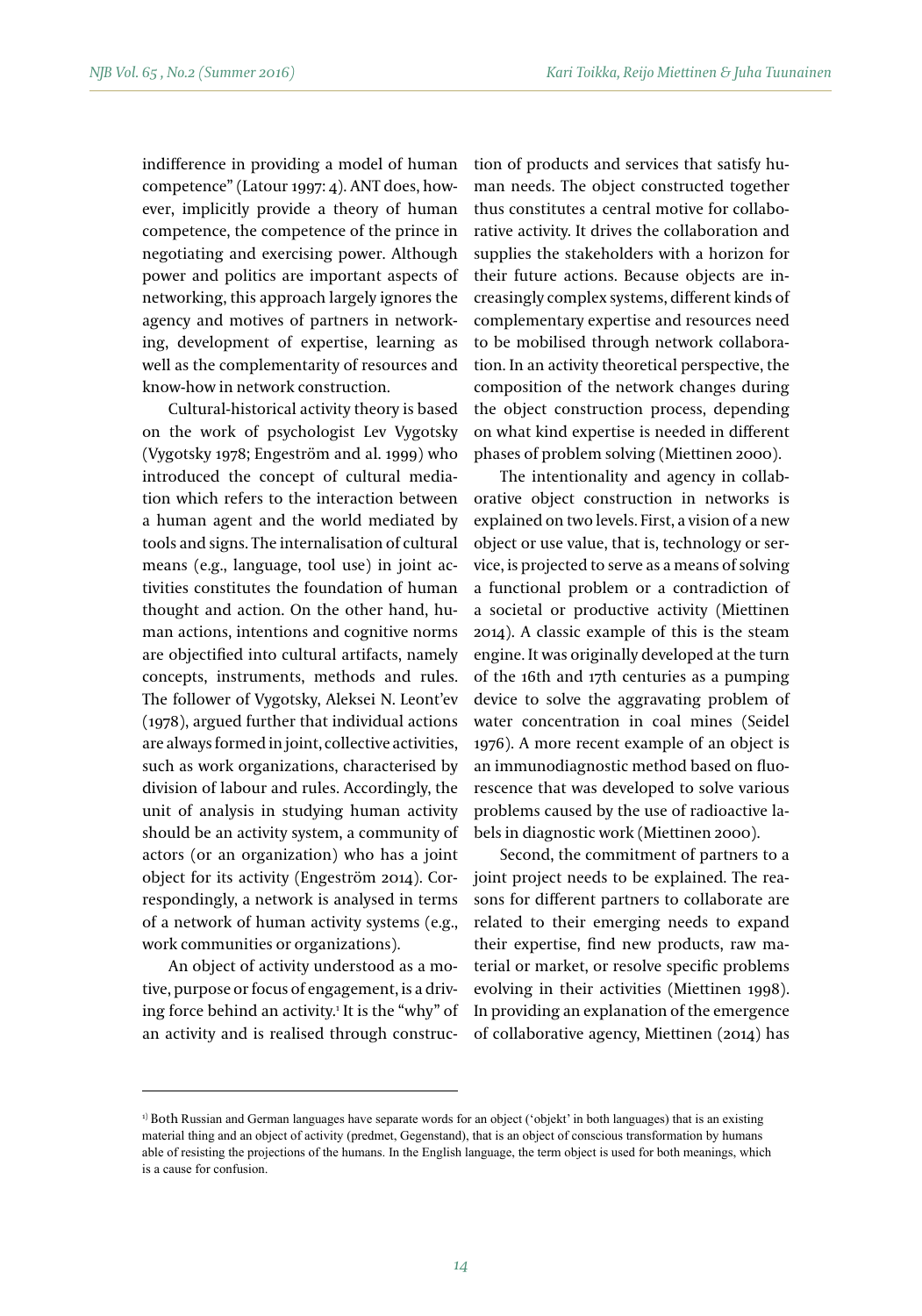indifference in providing a model of human competence" (Latour 1997: 4). ANT does, however, implicitly provide a theory of human competence, the competence of the prince in negotiating and exercising power. Although power and politics are important aspects of networking, this approach largely ignores the agency and motives of partners in networking, development of expertise, learning as well as the complementarity of resources and know-how in network construction.

Cultural-historical activity theory is based on the work of psychologist Lev Vygotsky (Vygotsky 1978; Engeström and al. 1999) who introduced the concept of cultural mediation which refers to the interaction between a human agent and the world mediated by tools and signs. The internalisation of cultural means (e.g., language, tool use) in joint activities constitutes the foundation of human thought and action. On the other hand, human actions, intentions and cognitive norms are objectified into cultural artifacts, namely concepts, instruments, methods and rules. The follower of Vygotsky, Aleksei N. Leont'ev (1978), argued further that individual actions are always formed in joint, collective activities, such as work organizations, characterised by division of labour and rules. Accordingly, the unit of analysis in studying human activity should be an activity system, a community of actors (or an organization) who has a joint object for its activity (Engeström 2014). Correspondingly, a network is analysed in terms of a network of human activity systems (e.g., work communities or organizations).

An object of activity understood as a motive, purpose or focus of engagement, is a driving force behind an activity.[1] It is the "why" of an activity and is realised through construction of products and services that satisfy human needs. The object constructed together thus constitutes a central motive for collaborative activity. It drives the collaboration and supplies the stakeholders with a horizon for their future actions. Because objects are increasingly complex systems, different kinds of complementary expertise and resources need to be mobilised through network collaboration. In an activity theoretical perspective, the composition of the network changes during the object construction process, depending on what kind expertise is needed in different phases of problem solving (Miettinen 2000).

The intentionality and agency in collaborative object construction in networks is explained on two levels. First, a vision of a new object or use value, that is, technology or service, is projected to serve as a means of solving a functional problem or a contradiction of a societal or productive activity (Miettinen 2014). A classic example of this is the steam engine. It was originally developed at the turn of the 16th and 17th centuries as a pumping device to solve the aggravating problem of water concentration in coal mines (Seidel 1976). A more recent example of an object is an immunodiagnostic method based on fluorescence that was developed to solve various problems caused by the use of radioactive labels in diagnostic work (Miettinen 2000).

Second, the commitment of partners to a joint project needs to be explained. The reasons for different partners to collaborate are related to their emerging needs to expand their expertise, find new products, raw material or market, or resolve specific problems evolving in their activities (Miettinen 1998). In providing an explanation of the emergence of collaborative agency, Miettinen (2014) has

---

[1] Both Russian and German languages have separate words for an object ('objekt' in both languages) that is an existing material thing and an object of activity (predmet, Gegenstand), that is an object of conscious transformation by humans able of resisting the projections of the humans. In the English language, the term object is used for both meanings, which is a cause for confusion.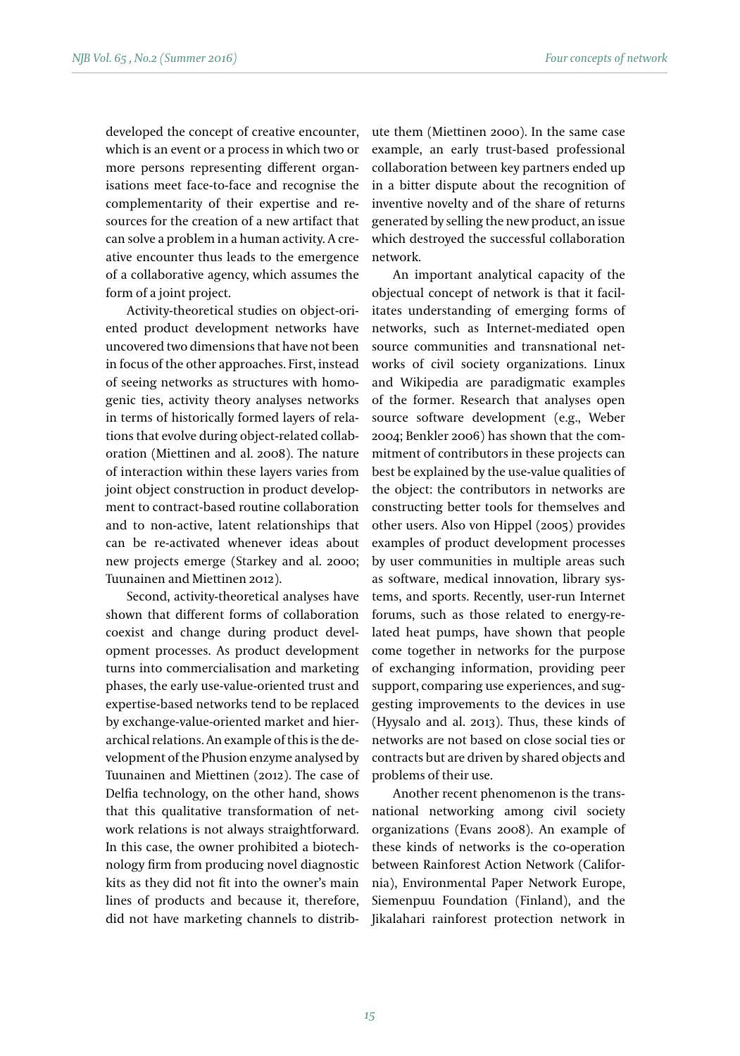developed the concept of creative encounter, which is an event or a process in which two or more persons representing different organisations meet face-to-face and recognise the complementarity of their expertise and resources for the creation of a new artifact that can solve a problem in a human activity. A creative encounter thus leads to the emergence of a collaborative agency, which assumes the form of a joint project.

Activity-theoretical studies on object-oriented product development networks have uncovered two dimensions that have not been in focus of the other approaches. First, instead of seeing networks as structures with homogenic ties, activity theory analyses networks in terms of historically formed layers of relations that evolve during object-related collaboration (Miettinen and al. 2008). The nature of interaction within these layers varies from joint object construction in product development to contract-based routine collaboration and to non-active, latent relationships that can be re-activated whenever ideas about new projects emerge (Starkey and al. 2000; Tuunainen and Miettinen 2012).

Second, activity-theoretical analyses have shown that different forms of collaboration coexist and change during product development processes. As product development turns into commercialisation and marketing phases, the early use-value-oriented trust and expertise-based networks tend to be replaced by exchange-value-oriented market and hierarchical relations. An example of this is the development of the Phusion enzyme analysed by Tuunainen and Miettinen (2012). The case of Delfia technology, on the other hand, shows that this qualitative transformation of network relations is not always straightforward. In this case, the owner prohibited a biotechnology firm from producing novel diagnostic kits as they did not fit into the owner's main lines of products and because it, therefore, did not have marketing channels to distribute them (Miettinen 2000). In the same case example, an early trust-based professional collaboration between key partners ended up in a bitter dispute about the recognition of inventive novelty and of the share of returns generated by selling the new product, an issue which destroyed the successful collaboration network.

An important analytical capacity of the objectual concept of network is that it facilitates understanding of emerging forms of networks, such as Internet-mediated open source communities and transnational networks of civil society organizations. Linux and Wikipedia are paradigmatic examples of the former. Research that analyses open source software development (e.g., Weber 2004; Benkler 2006) has shown that the commitment of contributors in these projects can best be explained by the use-value qualities of the object: the contributors in networks are constructing better tools for themselves and other users. Also von Hippel (2005) provides examples of product development processes by user communities in multiple areas such as software, medical innovation, library systems, and sports. Recently, user-run Internet forums, such as those related to energy-related heat pumps, have shown that people come together in networks for the purpose of exchanging information, providing peer support, comparing use experiences, and suggesting improvements to the devices in use (Hyysalo and al. 2013). Thus, these kinds of networks are not based on close social ties or contracts but are driven by shared objects and problems of their use.

Another recent phenomenon is the transnational networking among civil society organizations (Evans 2008). An example of these kinds of networks is the co-operation between Rainforest Action Network (California), Environmental Paper Network Europe, Siemenpuu Foundation (Finland), and the Jikalahari rainforest protection network in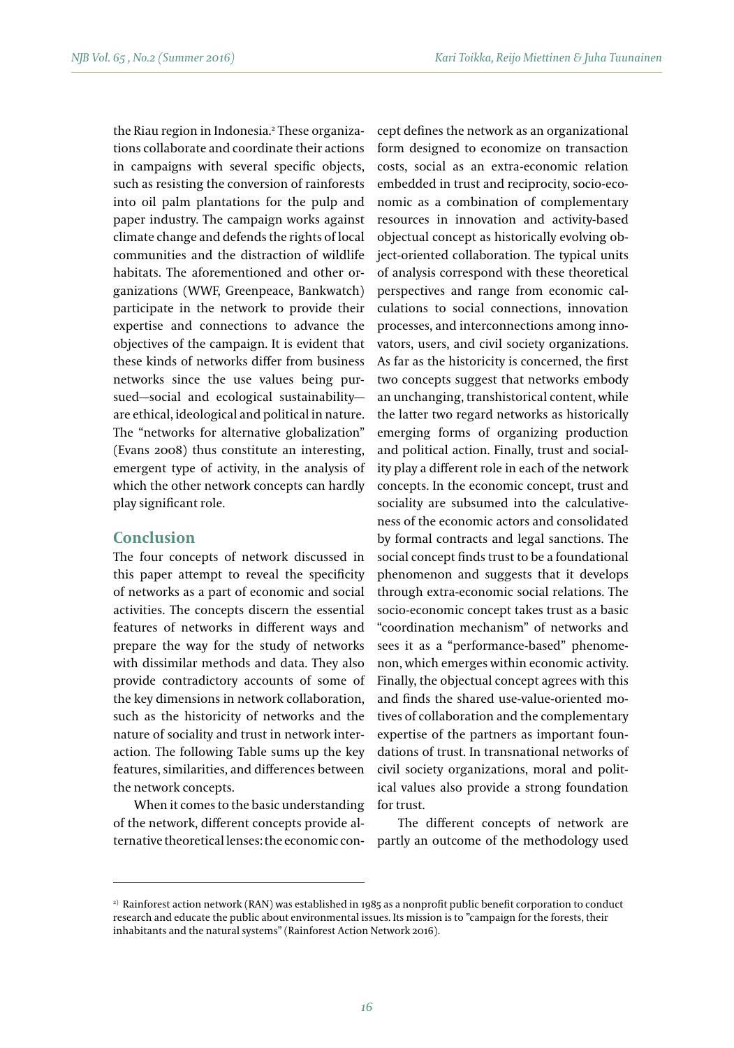the Riau region in Indonesia.[2] These organizations collaborate and coordinate their actions in campaigns with several specific objects, such as resisting the conversion of rainforests into oil palm plantations for the pulp and paper industry. The campaign works against climate change and defends the rights of local communities and the distraction of wildlife habitats. The aforementioned and other organizations (WWF, Greenpeace, Bankwatch) participate in the network to provide their expertise and connections to advance the objectives of the campaign. It is evident that these kinds of networks differ from business networks since the use values being pursued—social and ecological sustainability—are ethical, ideological and political in nature. The "networks for alternative globalization" (Evans 2008) thus constitute an interesting, emergent type of activity, in the analysis of which the other network concepts can hardly play significant role.

## Conclusion

The four concepts of network discussed in this paper attempt to reveal the specificity of networks as a part of economic and social activities. The concepts discern the essential features of networks in different ways and prepare the way for the study of networks with dissimilar methods and data. They also provide contradictory accounts of some of the key dimensions in network collaboration, such as the historicity of networks and the nature of sociality and trust in network interaction. The following Table sums up the key features, similarities, and differences between the network concepts.

When it comes to the basic understanding of the network, different concepts provide alternative theoretical lenses: the economic concept defines the network as an organizational form designed to economize on transaction costs, social as an extra-economic relation embedded in trust and reciprocity, socio-economic as a combination of complementary resources in innovation and activity-based objectual concept as historically evolving object-oriented collaboration. The typical units of analysis correspond with these theoretical perspectives and range from economic calculations to social connections, innovation processes, and interconnections among innovators, users, and civil society organizations. As far as the historicity is concerned, the first two concepts suggest that networks embody an unchanging, transhistorical content, while the latter two regard networks as historically emerging forms of organizing production and political action. Finally, trust and sociality play a different role in each of the network concepts. In the economic concept, trust and sociality are subsumed into the calculativeness of the economic actors and consolidated by formal contracts and legal sanctions. The social concept finds trust to be a foundational phenomenon and suggests that it develops through extra-economic social relations. The socio-economic concept takes trust as a basic "coordination mechanism" of networks and sees it as a "performance-based" phenomenon, which emerges within economic activity. Finally, the objectual concept agrees with this and finds the shared use-value-oriented motives of collaboration and the complementary expertise of the partners as important foundations of trust. In transnational networks of civil society organizations, moral and political values also provide a strong foundation for trust.

The different concepts of network are partly an outcome of the methodology used

---

[2] Rainforest action network (RAN) was established in 1985 as a nonprofit public benefit corporation to conduct research and educate the public about environmental issues. Its mission is to "campaign for the forests, their inhabitants and the natural systems" (Rainforest Action Network 2016).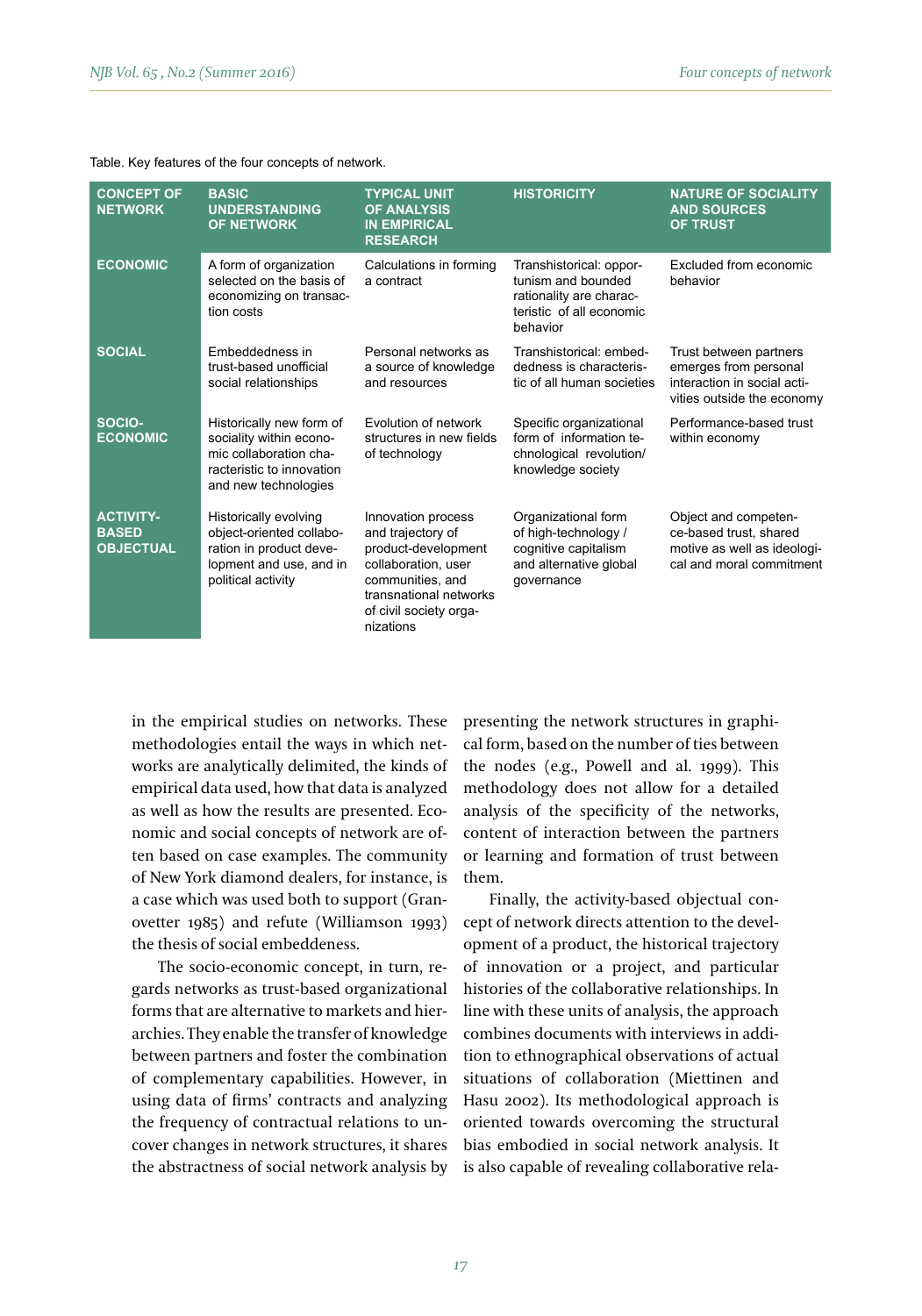Table. Key features of the four concepts of network.

| CONCEPT OF NETWORK | BASIC UNDERSTANDING OF NETWORK | TYPICAL UNIT OF ANALYSIS IN EMPIRICAL RESEARCH | HISTORICITY | NATURE OF SOCIALITY AND SOURCES OF TRUST |
|---|---|---|---|---|
| **ECONOMIC** | A form of organization selected on the basis of economizing on transaction costs | Calculations in forming a contract | Transhistorical: opportunism and bounded rationality are characteristic of all economic behavior | Excluded from economic behavior |
| **SOCIAL** | Embeddedness in trust-based unofficial social relationships | Personal networks as a source of knowledge and resources | Transhistorical: embeddedness is characteristic of all human societies | Trust between partners emerges from personal interaction in social activities outside the economy |
| **SOCIO-ECONOMIC** | Historically new form of sociality within economic collaboration characteristic to innovation and new technologies | Evolution of network structures in new fields of technology | Specific organizational form of information technological revolution/ knowledge society | Performance-based trust within economy |
| **ACTIVITY-BASED OBJECTUAL** | Historically evolving object-oriented collaboration in product development and use, and in political activity | Innovation process and trajectory of product-development collaboration, user communities, and transnational networks of civil society organizations | Organizational form of high-technology / cognitive capitalism and alternative global governance | Object and competence-based trust, shared motive as well as ideological and moral commitment |

in the empirical studies on networks. These methodologies entail the ways in which networks are analytically delimited, the kinds of empirical data used, how that data is analyzed as well as how the results are presented. Economic and social concepts of network are often based on case examples. The community of New York diamond dealers, for instance, is a case which was used both to support (Granovetter 1985) and refute (Williamson 1993) the thesis of social embeddedness.

The socio-economic concept, in turn, regards networks as trust-based organizational forms that are alternative to markets and hierarchies. They enable the transfer of knowledge between partners and foster the combination of complementary capabilities. However, in using data of firms' contracts and analyzing the frequency of contractual relations to uncover changes in network structures, it shares the abstractness of social network analysis by presenting the network structures in graphical form, based on the number of ties between the nodes (e.g., Powell and al. 1999). This methodology does not allow for a detailed analysis of the specificity of the networks, content of interaction between the partners or learning and formation of trust between them.

Finally, the activity-based objectual concept of network directs attention to the development of a product, the historical trajectory of innovation or a project, and particular histories of the collaborative relationships. In line with these units of analysis, the approach combines documents with interviews in addition to ethnographical observations of actual situations of collaboration (Miettinen and Hasu 2002). Its methodological approach is oriented towards overcoming the structural bias embodied in social network analysis. It is also capable of revealing collaborative rela-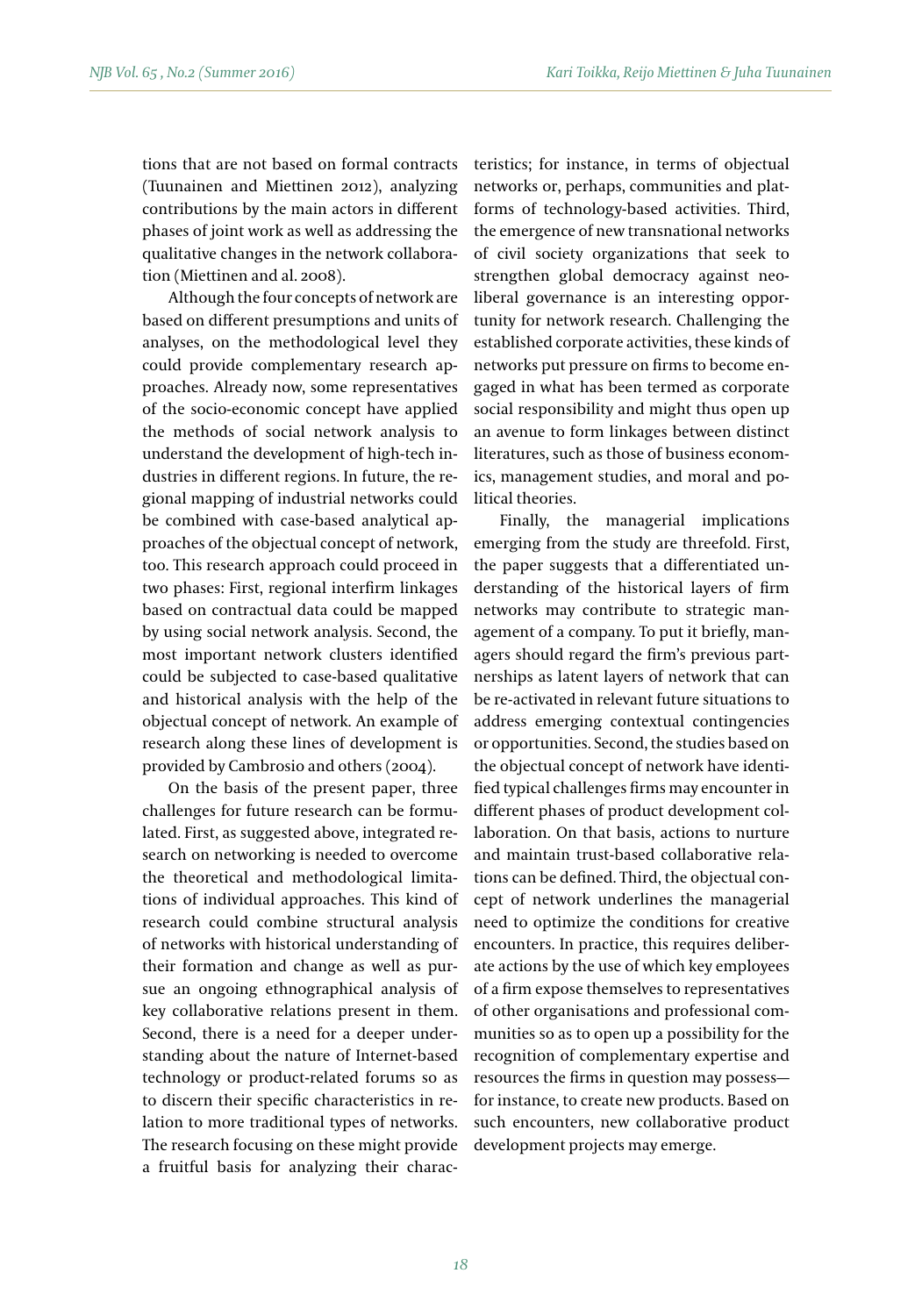tions that are not based on formal contracts (Tuunainen and Miettinen 2012), analyzing contributions by the main actors in different phases of joint work as well as addressing the qualitative changes in the network collaboration (Miettinen and al. 2008).

Although the four concepts of network are based on different presumptions and units of analyses, on the methodological level they could provide complementary research approaches. Already now, some representatives of the socio-economic concept have applied the methods of social network analysis to understand the development of high-tech industries in different regions. In future, the regional mapping of industrial networks could be combined with case-based analytical approaches of the objectual concept of network, too. This research approach could proceed in two phases: First, regional interfirm linkages based on contractual data could be mapped by using social network analysis. Second, the most important network clusters identified could be subjected to case-based qualitative and historical analysis with the help of the objectual concept of network. An example of research along these lines of development is provided by Cambrosio and others (2004).

On the basis of the present paper, three challenges for future research can be formulated. First, as suggested above, integrated research on networking is needed to overcome the theoretical and methodological limitations of individual approaches. This kind of research could combine structural analysis of networks with historical understanding of their formation and change as well as pursue an ongoing ethnographical analysis of key collaborative relations present in them. Second, there is a need for a deeper understanding about the nature of Internet-based technology or product-related forums so as to discern their specific characteristics in relation to more traditional types of networks. The research focusing on these might provide a fruitful basis for analyzing their characteristics; for instance, in terms of objectual networks or, perhaps, communities and platforms of technology-based activities. Third, the emergence of new transnational networks of civil society organizations that seek to strengthen global democracy against neoliberal governance is an interesting opportunity for network research. Challenging the established corporate activities, these kinds of networks put pressure on firms to become engaged in what has been termed as corporate social responsibility and might thus open up an avenue to form linkages between distinct literatures, such as those of business economics, management studies, and moral and political theories.

Finally, the managerial implications emerging from the study are threefold. First, the paper suggests that a differentiated understanding of the historical layers of firm networks may contribute to strategic management of a company. To put it briefly, managers should regard the firm's previous partnerships as latent layers of network that can be re-activated in relevant future situations to address emerging contextual contingencies or opportunities. Second, the studies based on the objectual concept of network have identified typical challenges firms may encounter in different phases of product development collaboration. On that basis, actions to nurture and maintain trust-based collaborative relations can be defined. Third, the objectual concept of network underlines the managerial need to optimize the conditions for creative encounters. In practice, this requires deliberate actions by the use of which key employees of a firm expose themselves to representatives of other organisations and professional communities so as to open up a possibility for the recognition of complementary expertise and resources the firms in question may possess—for instance, to create new products. Based on such encounters, new collaborative product development projects may emerge.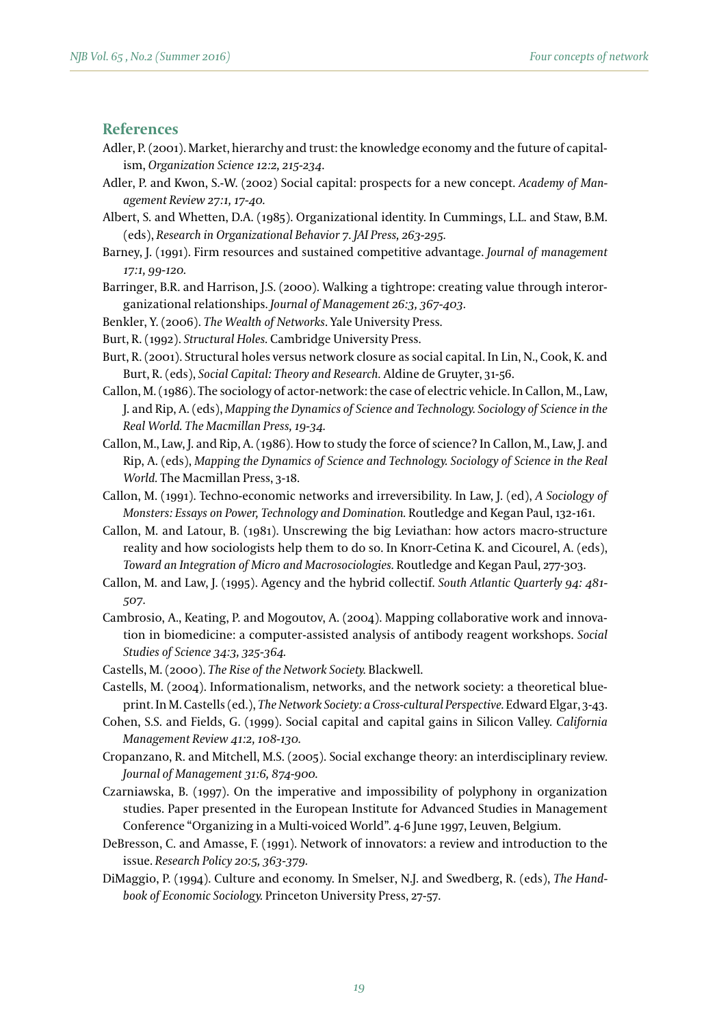## References

Adler, P. (2001). Market, hierarchy and trust: the knowledge economy and the future of capitalism, *Organization Science 12:2, 215-234*.

Adler, P. and Kwon, S.-W. (2002) Social capital: prospects for a new concept. *Academy of Management Review 27:1, 17-40.*

Albert, S. and Whetten, D.A. (1985). Organizational identity. In Cummings, L.L. and Staw, B.M. (eds), *Research in Organizational Behavior 7. JAI Press, 263-295.*

Barney, J. (1991). Firm resources and sustained competitive advantage. *Journal of management 17:1, 99-120.*

Barringer, B.R. and Harrison, J.S. (2000). Walking a tightrope: creating value through interorganizational relationships. *Journal of Management 26:3, 367-403.*

Benkler, Y. (2006). *The Wealth of Networks*. Yale University Press.

Burt, R. (1992). *Structural Holes.* Cambridge University Press.

Burt, R. (2001). Structural holes versus network closure as social capital. In Lin, N., Cook, K. and Burt, R. (eds), *Social Capital: Theory and Research.* Aldine de Gruyter, 31-56.

Callon, M. (1986). The sociology of actor-network: the case of electric vehicle. In Callon, M., Law, J. and Rip, A. (eds), *Mapping the Dynamics of Science and Technology. Sociology of Science in the Real World. The Macmillan Press, 19-34.*

Callon, M., Law, J. and Rip, A. (1986). How to study the force of science? In Callon, M., Law, J. and Rip, A. (eds), *Mapping the Dynamics of Science and Technology. Sociology of Science in the Real World.* The Macmillan Press, 3-18.

Callon, M. (1991). Techno-economic networks and irreversibility. In Law, J. (ed), *A Sociology of Monsters: Essays on Power, Technology and Domination.* Routledge and Kegan Paul, 132-161.

Callon, M. and Latour, B. (1981). Unscrewing the big Leviathan: how actors macro-structure reality and how sociologists help them to do so. In Knorr-Cetina K. and Cicourel, A. (eds), *Toward an Integration of Micro and Macrosociologies.* Routledge and Kegan Paul, 277-303.

Callon, M. and Law, J. (1995). Agency and the hybrid collectif. *South Atlantic Quarterly 94: 481-507.*

Cambrosio, A., Keating, P. and Mogoutov, A. (2004). Mapping collaborative work and innovation in biomedicine: a computer-assisted analysis of antibody reagent workshops. *Social Studies of Science 34:3, 325-364.*

Castells, M. (2000). *The Rise of the Network Society.* Blackwell.

Castells, M. (2004). Informationalism, networks, and the network society: a theoretical blueprint. In M. Castells (ed.), *The Network Society: a Cross-cultural Perspective.* Edward Elgar, 3-43.

Cohen, S.S. and Fields, G. (1999). Social capital and capital gains in Silicon Valley. *California Management Review 41:2, 108-130.*

Cropanzano, R. and Mitchell, M.S. (2005). Social exchange theory: an interdisciplinary review. *Journal of Management 31:6, 874-900.*

Czarniawska, B. (1997). On the imperative and impossibility of polyphony in organization studies. Paper presented in the European Institute for Advanced Studies in Management Conference "Organizing in a Multi-voiced World". 4-6 June 1997, Leuven, Belgium.

DeBresson, C. and Amasse, F. (1991). Network of innovators: a review and introduction to the issue. *Research Policy 20:5, 363-379.*

DiMaggio, P. (1994). Culture and economy. In Smelser, N.J. and Swedberg, R. (eds), *The Handbook of Economic Sociology.* Princeton University Press, 27-57.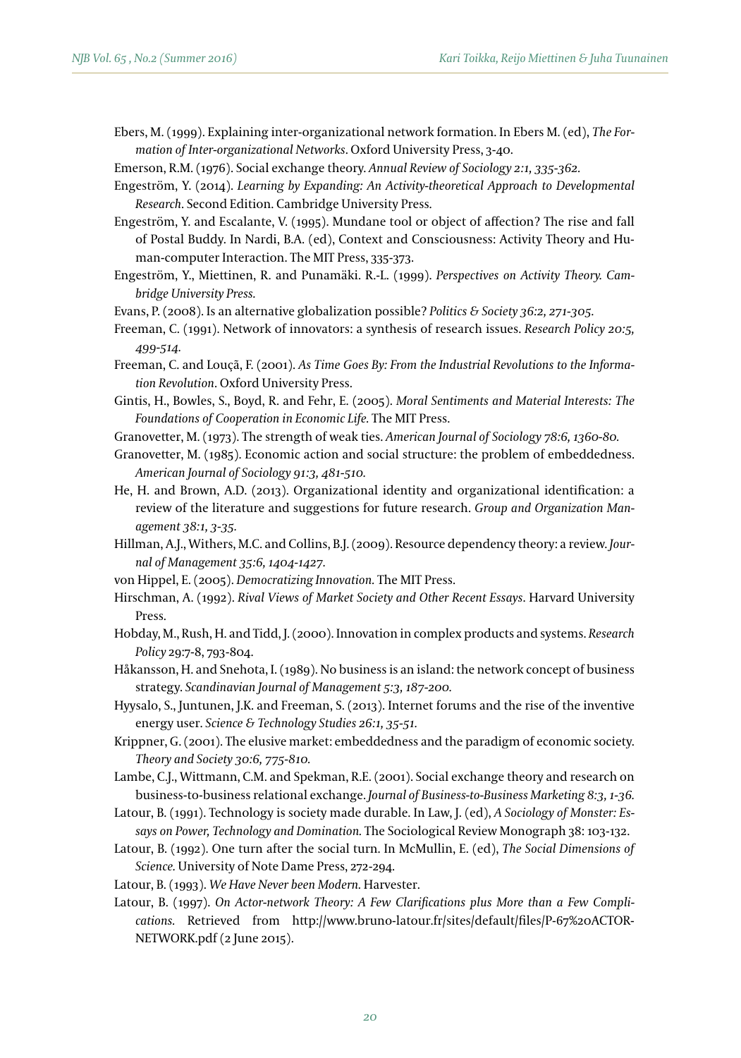Ebers, M. (1999). Explaining inter-organizational network formation. In Ebers M. (ed), *The Formation of Inter-organizational Networks*. Oxford University Press, 3-40.

Emerson, R.M. (1976). Social exchange theory. *Annual Review of Sociology 2:1, 335-362.*

Engeström, Y. (2014). *Learning by Expanding: An Activity-theoretical Approach to Developmental Research*. Second Edition. Cambridge University Press.

Engeström, Y. and Escalante, V. (1995). Mundane tool or object of affection? The rise and fall of Postal Buddy. In Nardi, B.A. (ed), Context and Consciousness: Activity Theory and Human-computer Interaction. The MIT Press, 335-373.

Engeström, Y., Miettinen, R. and Punamäki. R.-L. (1999). *Perspectives on Activity Theory. Cambridge University Press.*

Evans, P. (2008). Is an alternative globalization possible? *Politics & Society 36:2, 271-305.*

Freeman, C. (1991). Network of innovators: a synthesis of research issues. *Research Policy 20:5, 499-514.*

Freeman, C. and Louçã, F. (2001). *As Time Goes By: From the Industrial Revolutions to the Information Revolution*. Oxford University Press.

Gintis, H., Bowles, S., Boyd, R. and Fehr, E. (2005). *Moral Sentiments and Material Interests: The Foundations of Cooperation in Economic Life.* The MIT Press.

Granovetter, M. (1973). The strength of weak ties. *American Journal of Sociology 78:6, 1360-80.*

Granovetter, M. (1985). Economic action and social structure: the problem of embeddedness. *American Journal of Sociology 91:3, 481-510.*

He, H. and Brown, A.D. (2013). Organizational identity and organizational identification: a review of the literature and suggestions for future research. *Group and Organization Management 38:1, 3-35.*

Hillman, A.J., Withers, M.C. and Collins, B.J. (2009). Resource dependency theory: a review. *Journal of Management 35:6, 1404-1427.*

von Hippel, E. (2005). *Democratizing Innovation.* The MIT Press.

Hirschman, A. (1992). *Rival Views of Market Society and Other Recent Essays*. Harvard University Press.

Hobday, M., Rush, H. and Tidd, J. (2000). Innovation in complex products and systems. *Research Policy* 29:7-8, 793-804.

Håkansson, H. and Snehota, I. (1989). No business is an island: the network concept of business strategy. *Scandinavian Journal of Management 5:3, 187-200.*

Hyysalo, S., Juntunen, J.K. and Freeman, S. (2013). Internet forums and the rise of the inventive energy user. *Science & Technology Studies 26:1, 35-51.*

Krippner, G. (2001). The elusive market: embeddedness and the paradigm of economic society. *Theory and Society 30:6, 775-810.*

Lambe, C.J., Wittmann, C.M. and Spekman, R.E. (2001). Social exchange theory and research on business-to-business relational exchange. *Journal of Business-to-Business Marketing 8:3, 1-36.*

Latour, B. (1991). Technology is society made durable. In Law, J. (ed), *A Sociology of Monster: Essays on Power, Technology and Domination.* The Sociological Review Monograph 38: 103-132.

Latour, B. (1992). One turn after the social turn. In McMullin, E. (ed), *The Social Dimensions of Science.* University of Note Dame Press, 272-294.

Latour, B. (1993). *We Have Never been Modern.* Harvester.

Latour, B. (1997). *On Actor-network Theory: A Few Clarifications plus More than a Few Complications.* Retrieved from http://www.bruno-latour.fr/sites/default/files/P-67%20ACTOR-NETWORK.pdf (2 June 2015).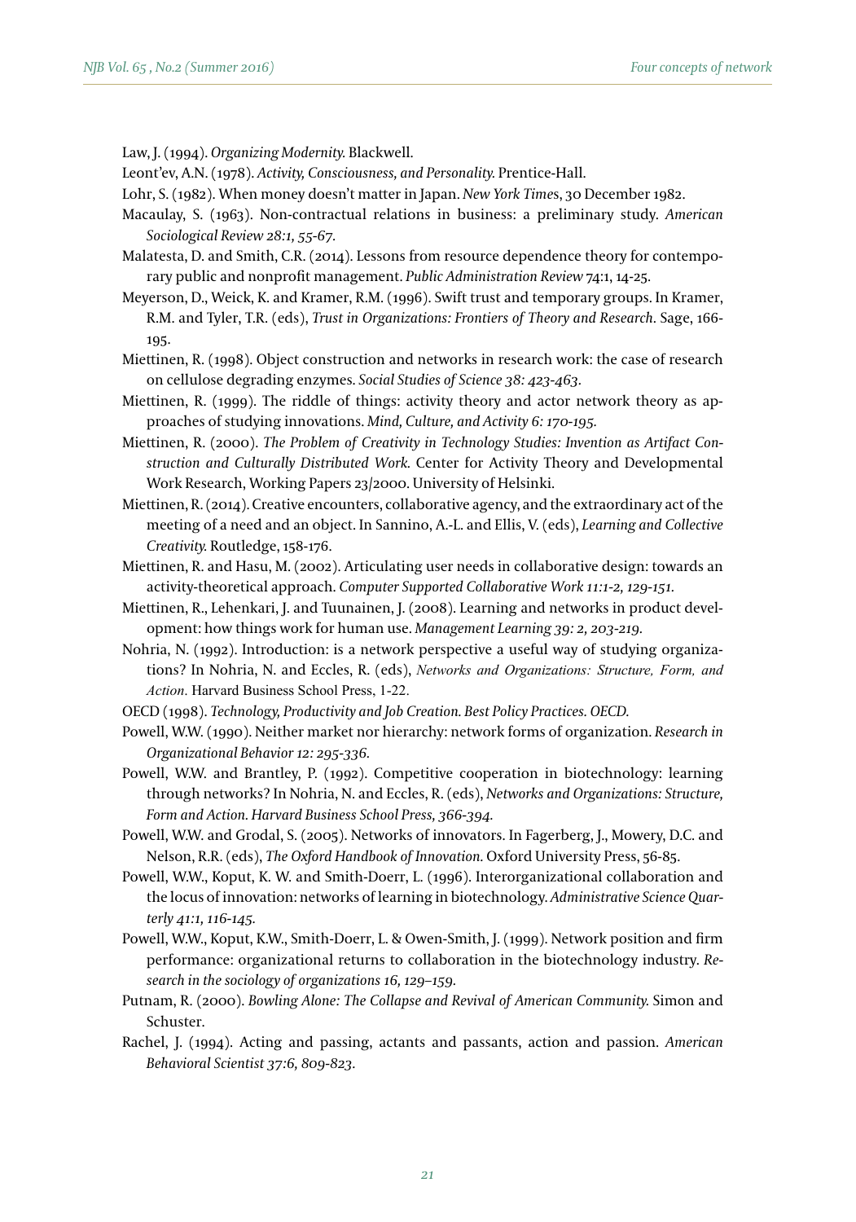Law, J. (1994). *Organizing Modernity.* Blackwell.

Leont'ev, A.N. (1978). *Activity, Consciousness, and Personality.* Prentice-Hall.

Lohr, S. (1982). When money doesn't matter in Japan. *New York Times*, 30 December 1982.

Macaulay, S. (1963). Non-contractual relations in business: a preliminary study. *American Sociological Review 28:1, 55-67.*

Malatesta, D. and Smith, C.R. (2014). Lessons from resource dependence theory for contemporary public and nonprofit management. *Public Administration Review* 74:1, 14-25.

Meyerson, D., Weick, K. and Kramer, R.M. (1996). Swift trust and temporary groups. In Kramer, R.M. and Tyler, T.R. (eds), *Trust in Organizations: Frontiers of Theory and Research.* Sage, 166-195.

Miettinen, R. (1998). Object construction and networks in research work: the case of research on cellulose degrading enzymes. *Social Studies of Science 38: 423-463.*

Miettinen, R. (1999). The riddle of things: activity theory and actor network theory as approaches of studying innovations. *Mind, Culture, and Activity 6: 170-195.*

Miettinen, R. (2000). *The Problem of Creativity in Technology Studies: Invention as Artifact Construction and Culturally Distributed Work.* Center for Activity Theory and Developmental Work Research, Working Papers 23/2000. University of Helsinki.

Miettinen, R. (2014). Creative encounters, collaborative agency, and the extraordinary act of the meeting of a need and an object. In Sannino, A.-L. and Ellis, V. (eds), *Learning and Collective Creativity.* Routledge, 158-176.

Miettinen, R. and Hasu, M. (2002). Articulating user needs in collaborative design: towards an activity-theoretical approach. *Computer Supported Collaborative Work 11:1-2, 129-151.*

Miettinen, R., Lehenkari, J. and Tuunainen, J. (2008). Learning and networks in product development: how things work for human use. *Management Learning 39: 2, 203-219.*

Nohria, N. (1992). Introduction: is a network perspective a useful way of studying organizations? In Nohria, N. and Eccles, R. (eds), *Networks and Organizations: Structure, Form, and Action.* Harvard Business School Press, 1-22.

OECD (1998). *Technology, Productivity and Job Creation. Best Policy Practices. OECD.*

Powell, W.W. (1990). Neither market nor hierarchy: network forms of organization. *Research in Organizational Behavior 12: 295-336.*

Powell, W.W. and Brantley, P. (1992). Competitive cooperation in biotechnology: learning through networks? In Nohria, N. and Eccles, R. (eds), *Networks and Organizations: Structure, Form and Action. Harvard Business School Press, 366-394.*

Powell, W.W. and Grodal, S. (2005). Networks of innovators. In Fagerberg, J., Mowery, D.C. and Nelson, R.R. (eds), *The Oxford Handbook of Innovation.* Oxford University Press, 56-85.

Powell, W.W., Koput, K. W. and Smith-Doerr, L. (1996). Interorganizational collaboration and the locus of innovation: networks of learning in biotechnology. *Administrative Science Quarterly 41:1, 116-145.*

Powell, W.W., Koput, K.W., Smith-Doerr, L. & Owen-Smith, J. (1999). Network position and firm performance: organizational returns to collaboration in the biotechnology industry. *Research in the sociology of organizations 16, 129–159.*

Putnam, R. (2000). *Bowling Alone: The Collapse and Revival of American Community.* Simon and Schuster.

Rachel, J. (1994). Acting and passing, actants and passants, action and passion. *American Behavioral Scientist 37:6, 809-823.*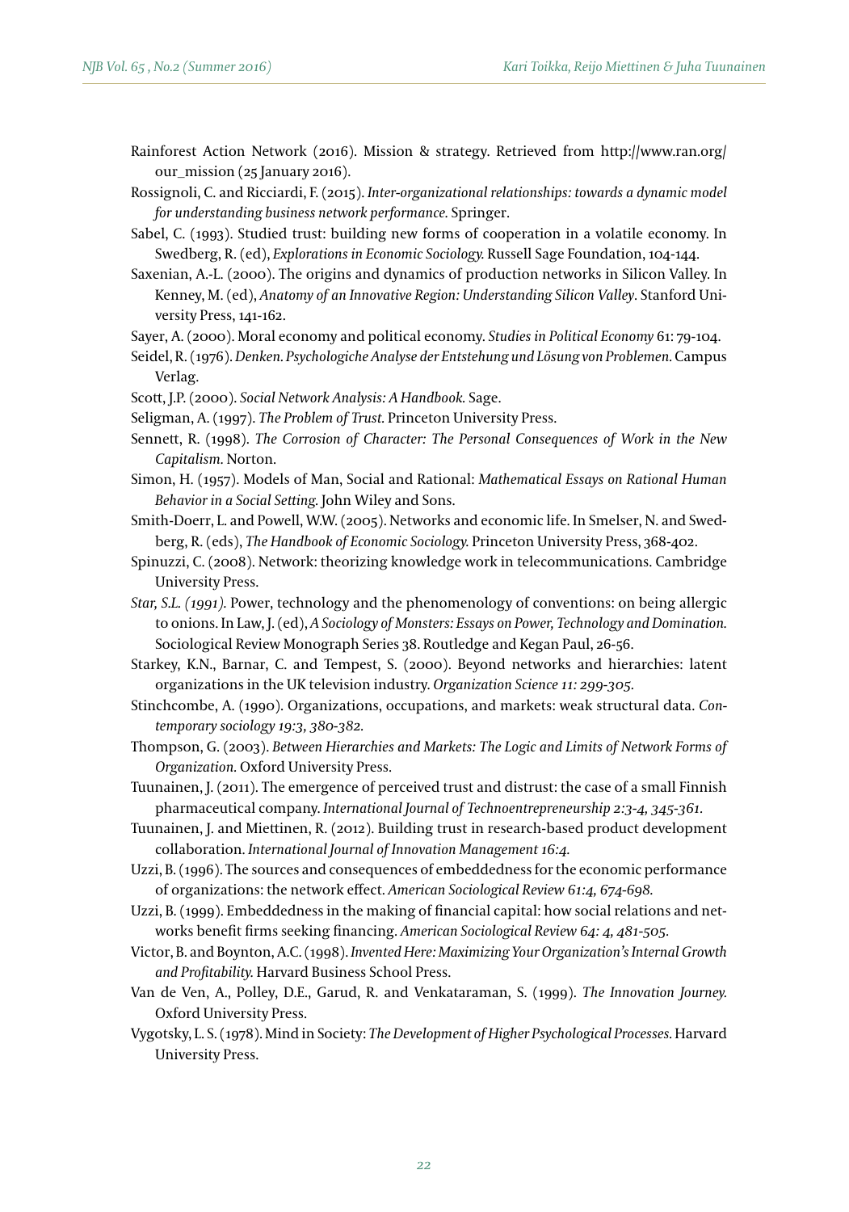Rainforest Action Network (2016). Mission & strategy. Retrieved from http://www.ran.org/our_mission (25 January 2016).

Rossignoli, C. and Ricciardi, F. (2015). *Inter-organizational relationships: towards a dynamic model for understanding business network performance.* Springer.

Sabel, C. (1993). Studied trust: building new forms of cooperation in a volatile economy. In Swedberg, R. (ed), *Explorations in Economic Sociology.* Russell Sage Foundation, 104-144.

Saxenian, A.-L. (2000). The origins and dynamics of production networks in Silicon Valley. In Kenney, M. (ed), *Anatomy of an Innovative Region: Understanding Silicon Valley*. Stanford University Press, 141-162.

Sayer, A. (2000). Moral economy and political economy. *Studies in Political Economy* 61: 79-104.

Seidel, R. (1976). *Denken. Psychologiche Analyse der Entstehung und Lösung von Problemen.* Campus Verlag.

Scott, J.P. (2000). *Social Network Analysis: A Handbook.* Sage.

Seligman, A. (1997). *The Problem of Trust.* Princeton University Press.

Sennett, R. (1998). *The Corrosion of Character: The Personal Consequences of Work in the New Capitalism.* Norton.

Simon, H. (1957). Models of Man, Social and Rational: *Mathematical Essays on Rational Human Behavior in a Social Setting.* John Wiley and Sons.

Smith-Doerr, L. and Powell, W.W. (2005). Networks and economic life. In Smelser, N. and Swedberg, R. (eds), *The Handbook of Economic Sociology.* Princeton University Press, 368-402.

Spinuzzi, C. (2008). Network: theorizing knowledge work in telecommunications. Cambridge University Press.

*Star, S.L. (1991).* Power, technology and the phenomenology of conventions: on being allergic to onions. In Law, J. (ed), *A Sociology of Monsters: Essays on Power, Technology and Domination.* Sociological Review Monograph Series 38. Routledge and Kegan Paul, 26-56.

Starkey, K.N., Barnar, C. and Tempest, S. (2000). Beyond networks and hierarchies: latent organizations in the UK television industry. *Organization Science 11: 299-305.*

Stinchcombe, A. (1990). Organizations, occupations, and markets: weak structural data. *Contemporary sociology 19:3, 380-382.*

Thompson, G. (2003). *Between Hierarchies and Markets: The Logic and Limits of Network Forms of Organization.* Oxford University Press.

Tuunainen, J. (2011). The emergence of perceived trust and distrust: the case of a small Finnish pharmaceutical company. *International Journal of Technoentrepreneurship 2:3-4, 345-361.*

Tuunainen, J. and Miettinen, R. (2012). Building trust in research-based product development collaboration. *International Journal of Innovation Management 16:4.*

Uzzi, B. (1996). The sources and consequences of embeddedness for the economic performance of organizations: the network effect. *American Sociological Review 61:4, 674-698.*

Uzzi, B. (1999). Embeddedness in the making of financial capital: how social relations and networks benefit firms seeking financing. *American Sociological Review 64: 4, 481-505.*

Victor, B. and Boynton, A.C. (1998). *Invented Here: Maximizing Your Organization's Internal Growth and Profitability.* Harvard Business School Press.

Van de Ven, A., Polley, D.E., Garud, R. and Venkataraman, S. (1999). *The Innovation Journey.* Oxford University Press.

Vygotsky, L. S. (1978). Mind in Society: *The Development of Higher Psychological Processes.* Harvard University Press.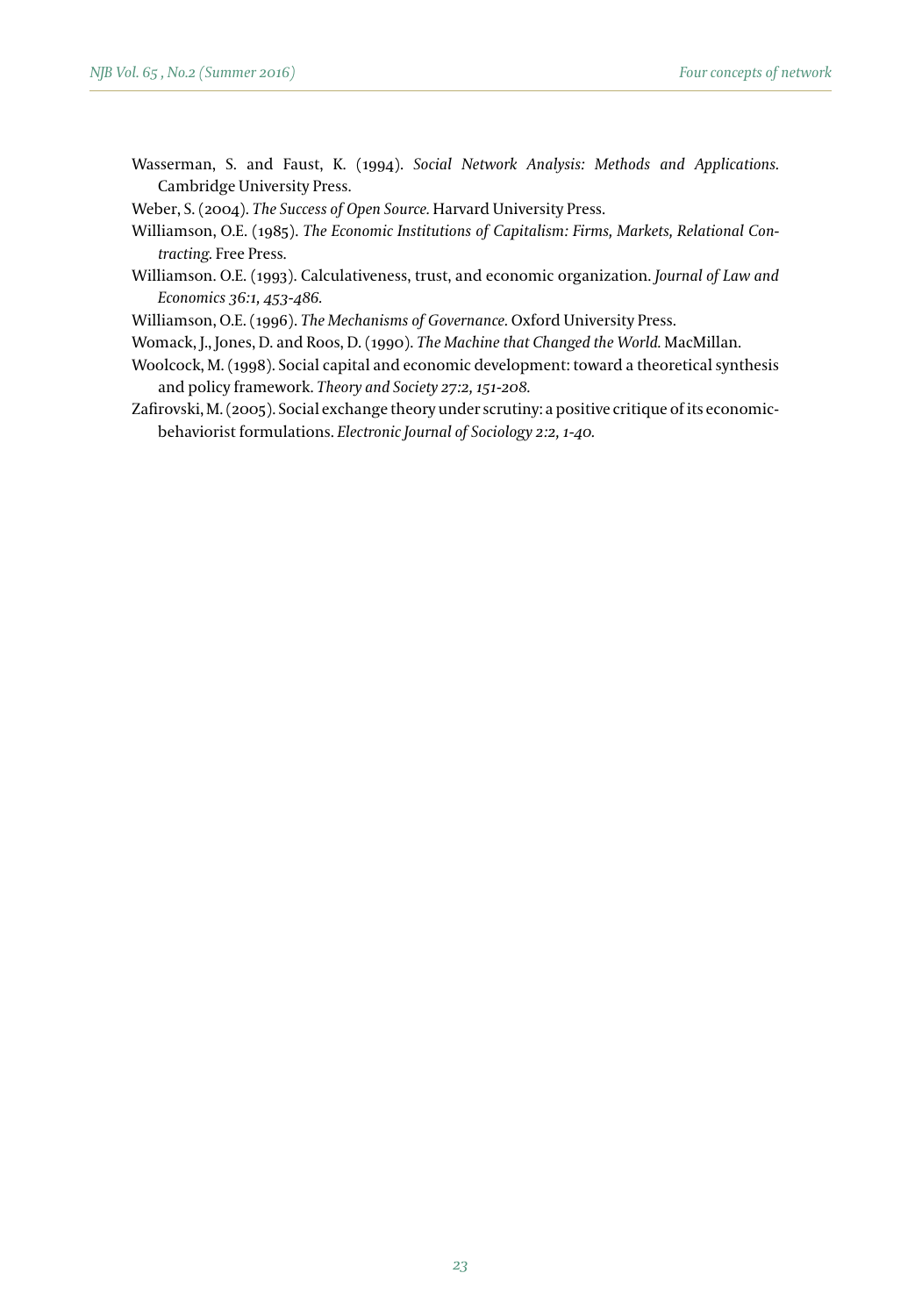Wasserman, S. and Faust, K. (1994). *Social Network Analysis: Methods and Applications.* Cambridge University Press.

Weber, S. (2004). *The Success of Open Source.* Harvard University Press.

Williamson, O.E. (1985). *The Economic Institutions of Capitalism: Firms, Markets, Relational Contracting.* Free Press.

Williamson. O.E. (1993). Calculativeness, trust, and economic organization. *Journal of Law and Economics 36:1, 453-486.*

Williamson, O.E. (1996). *The Mechanisms of Governance.* Oxford University Press.

Womack, J., Jones, D. and Roos, D. (1990). *The Machine that Changed the World.* MacMillan.

Woolcock, M. (1998). Social capital and economic development: toward a theoretical synthesis and policy framework. *Theory and Society 27:2, 151-208.*

Zafirovski, M. (2005). Social exchange theory under scrutiny: a positive critique of its economic-behaviorist formulations. *Electronic Journal of Sociology 2:2, 1-40.*